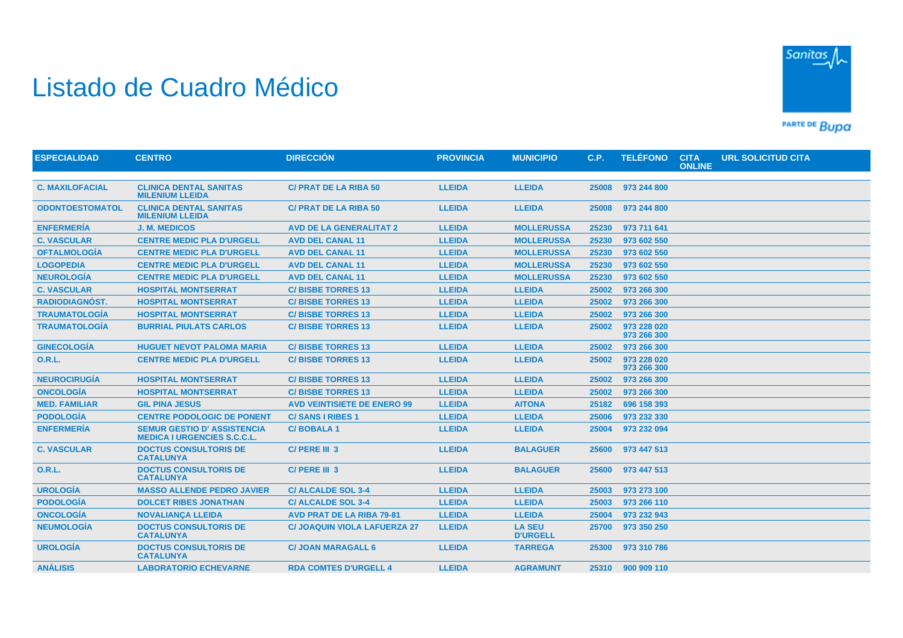# Listado de Cuadro Médico

| ESPECIALIDAD | CENTRO | DIRECCIÓN | PROVINCIA | MUNICIPIO | C.P. | TELÉFONO | CITA ONLINE | URL SOLICITUD CITA |
|---|---|---|---|---|---|---|---|---|
| C. MAXILOFACIAL | CLINICA DENTAL SANITAS MILENIUM LLEIDA | C/ PRAT DE LA RIBA 50 | LLEIDA | LLEIDA | 25008 | 973 244 800 | | |
| ODONTOESTOMATOL | CLINICA DENTAL SANITAS MILENIUM LLEIDA | C/ PRAT DE LA RIBA 50 | LLEIDA | LLEIDA | 25008 | 973 244 800 | | |
| ENFERMERÍA | J. M. MEDICOS | AVD DE LA GENERALITAT 2 | LLEIDA | MOLLERUSSA | 25230 | 973 711 641 | | |
| C. VASCULAR | CENTRE MEDIC PLA D'URGELL | AVD DEL CANAL 11 | LLEIDA | MOLLERUSSA | 25230 | 973 602 550 | | |
| OFTALMOLOGÍA | CENTRE MEDIC PLA D'URGELL | AVD DEL CANAL 11 | LLEIDA | MOLLERUSSA | 25230 | 973 602 550 | | |
| LOGOPEDIA | CENTRE MEDIC PLA D'URGELL | AVD DEL CANAL 11 | LLEIDA | MOLLERUSSA | 25230 | 973 602 550 | | |
| NEUROLOGÍA | CENTRE MEDIC PLA D'URGELL | AVD DEL CANAL 11 | LLEIDA | MOLLERUSSA | 25230 | 973 602 550 | | |
| C. VASCULAR | HOSPITAL MONTSERRAT | C/ BISBE TORRES 13 | LLEIDA | LLEIDA | 25002 | 973 266 300 | | |
| RADIODIAGNÓST. | HOSPITAL MONTSERRAT | C/ BISBE TORRES 13 | LLEIDA | LLEIDA | 25002 | 973 266 300 | | |
| TRAUMATOLOGÍA | HOSPITAL MONTSERRAT | C/ BISBE TORRES 13 | LLEIDA | LLEIDA | 25002 | 973 266 300 | | |
| TRAUMATOLOGÍA | BURRIAL PIULATS CARLOS | C/ BISBE TORRES 13 | LLEIDA | LLEIDA | 25002 | 973 228 020 973 266 300 | | |
| GINECOLOGÍA | HUGUET NEVOT PALOMA MARIA | C/ BISBE TORRES 13 | LLEIDA | LLEIDA | 25002 | 973 266 300 | | |
| O.R.L. | CENTRE MEDIC PLA D'URGELL | C/ BISBE TORRES 13 | LLEIDA | LLEIDA | 25002 | 973 228 020 973 266 300 | | |
| NEUROCIRUGÍA | HOSPITAL MONTSERRAT | C/ BISBE TORRES 13 | LLEIDA | LLEIDA | 25002 | 973 266 300 | | |
| ONCOLOGÍA | HOSPITAL MONTSERRAT | C/ BISBE TORRES 13 | LLEIDA | LLEIDA | 25002 | 973 266 300 | | |
| MED. FAMILIAR | GIL PINA JESUS | AVD VEINTISIETE DE ENERO 99 | LLEIDA | AITONA | 25182 | 696 158 393 | | |
| PODOLOGÍA | CENTRE PODOLOGIC DE PONENT | C/ SANS I RIBES 1 | LLEIDA | LLEIDA | 25006 | 973 232 330 | | |
| ENFERMERÍA | SEMUR GESTIO D' ASSISTENCIA MEDICA I URGENCIES S.C.C.L. | C/ BOBALA 1 | LLEIDA | LLEIDA | 25004 | 973 232 094 | | |
| C. VASCULAR | DOCTUS CONSULTORIS DE CATALUNYA | C/ PERE III 3 | LLEIDA | BALAGUER | 25600 | 973 447 513 | | |
| O.R.L. | DOCTUS CONSULTORIS DE CATALUNYA | C/ PERE III 3 | LLEIDA | BALAGUER | 25600 | 973 447 513 | | |
| UROLOGÍA | MASSO ALLENDE PEDRO JAVIER | C/ ALCALDE SOL 3-4 | LLEIDA | LLEIDA | 25003 | 973 273 100 | | |
| PODOLOGÍA | DOLCET RIBES JONATHAN | C/ ALCALDE SOL 3-4 | LLEIDA | LLEIDA | 25003 | 973 266 110 | | |
| ONCOLOGÍA | NOVALIANÇA LLEIDA | AVD PRAT DE LA RIBA 79-81 | LLEIDA | LLEIDA | 25004 | 973 232 943 | | |
| NEUMOLOGÍA | DOCTUS CONSULTORIS DE CATALUNYA | C/ JOAQUIN VIOLA LAFUERZA 27 | LLEIDA | LA SEU D'URGELL | 25700 | 973 350 250 | | |
| UROLOGÍA | DOCTUS CONSULTORIS DE CATALUNYA | C/ JOAN MARAGALL 6 | LLEIDA | TARREGA | 25300 | 973 310 786 | | |
| ANÁLISIS | LABORATORIO ECHEVARNE | RDA COMTES D'URGELL 4 | LLEIDA | AGRAMUNT | 25310 | 900 909 110 | | |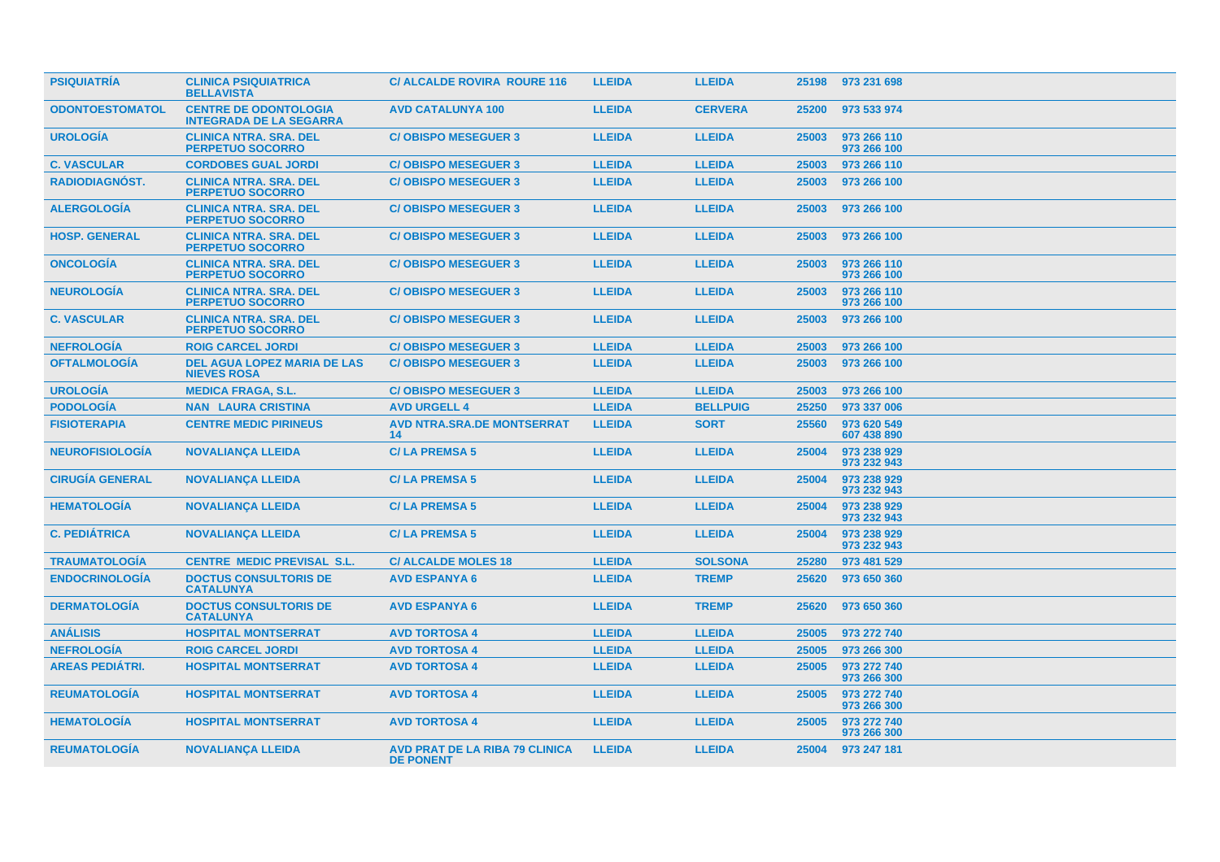| | | | | | | |
|---|---|---|---|---|---|---|
| **PSIQUIATRÍA** | **CLINICA PSIQUIATRICA BELLAVISTA** | **C/ ALCALDE ROVIRA ROURE 116** | **LLEIDA** | **LLEIDA** | **25198** | **973 231 698** |
| **ODONTOESTOMATOL** | **CENTRE DE ODONTOLOGIA INTEGRADA DE LA SEGARRA** | **AVD CATALUNYA 100** | **LLEIDA** | **CERVERA** | **25200** | **973 533 974** |
| **UROLOGÍA** | **CLINICA NTRA. SRA. DEL PERPETUO SOCORRO** | **C/ OBISPO MESEGUER 3** | **LLEIDA** | **LLEIDA** | **25003** | **973 266 110 973 266 100** |
| **C. VASCULAR** | **CORDOBES GUAL JORDI** | **C/ OBISPO MESEGUER 3** | **LLEIDA** | **LLEIDA** | **25003** | **973 266 110** |
| **RADIODIAGNÓST.** | **CLINICA NTRA. SRA. DEL PERPETUO SOCORRO** | **C/ OBISPO MESEGUER 3** | **LLEIDA** | **LLEIDA** | **25003** | **973 266 100** |
| **ALERGOLOGÍA** | **CLINICA NTRA. SRA. DEL PERPETUO SOCORRO** | **C/ OBISPO MESEGUER 3** | **LLEIDA** | **LLEIDA** | **25003** | **973 266 100** |
| **HOSP. GENERAL** | **CLINICA NTRA. SRA. DEL PERPETUO SOCORRO** | **C/ OBISPO MESEGUER 3** | **LLEIDA** | **LLEIDA** | **25003** | **973 266 100** |
| **ONCOLOGÍA** | **CLINICA NTRA. SRA. DEL PERPETUO SOCORRO** | **C/ OBISPO MESEGUER 3** | **LLEIDA** | **LLEIDA** | **25003** | **973 266 110 973 266 100** |
| **NEUROLOGÍA** | **CLINICA NTRA. SRA. DEL PERPETUO SOCORRO** | **C/ OBISPO MESEGUER 3** | **LLEIDA** | **LLEIDA** | **25003** | **973 266 110 973 266 100** |
| **C. VASCULAR** | **CLINICA NTRA. SRA. DEL PERPETUO SOCORRO** | **C/ OBISPO MESEGUER 3** | **LLEIDA** | **LLEIDA** | **25003** | **973 266 100** |
| **NEFROLOGÍA** | **ROIG CARCEL JORDI** | **C/ OBISPO MESEGUER 3** | **LLEIDA** | **LLEIDA** | **25003** | **973 266 100** |
| **OFTALMOLOGÍA** | **DEL AGUA LOPEZ MARIA DE LAS NIEVES ROSA** | **C/ OBISPO MESEGUER 3** | **LLEIDA** | **LLEIDA** | **25003** | **973 266 100** |
| **UROLOGÍA** | **MEDICA FRAGA, S.L.** | **C/ OBISPO MESEGUER 3** | **LLEIDA** | **LLEIDA** | **25003** | **973 266 100** |
| **PODOLOGÍA** | **NAN LAURA CRISTINA** | **AVD URGELL 4** | **LLEIDA** | **BELLPUIG** | **25250** | **973 337 006** |
| **FISIOTERAPIA** | **CENTRE MEDIC PIRINEUS** | **AVD NTRA.SRA.DE MONTSERRAT 14** | **LLEIDA** | **SORT** | **25560** | **973 620 549 607 438 890** |
| **NEUROFISIOLOGÍA** | **NOVALIANÇA LLEIDA** | **C/ LA PREMSA 5** | **LLEIDA** | **LLEIDA** | **25004** | **973 238 929 973 232 943** |
| **CIRUGÍA GENERAL** | **NOVALIANÇA LLEIDA** | **C/ LA PREMSA 5** | **LLEIDA** | **LLEIDA** | **25004** | **973 238 929 973 232 943** |
| **HEMATOLOGÍA** | **NOVALIANÇA LLEIDA** | **C/ LA PREMSA 5** | **LLEIDA** | **LLEIDA** | **25004** | **973 238 929 973 232 943** |
| **C. PEDIÁTRICA** | **NOVALIANÇA LLEIDA** | **C/ LA PREMSA 5** | **LLEIDA** | **LLEIDA** | **25004** | **973 238 929 973 232 943** |
| **TRAUMATOLOGÍA** | **CENTRE MEDIC PREVISAL S.L.** | **C/ ALCALDE MOLES 18** | **LLEIDA** | **SOLSONA** | **25280** | **973 481 529** |
| **ENDOCRINOLOGÍA** | **DOCTUS CONSULTORIS DE CATALUNYA** | **AVD ESPANYA 6** | **LLEIDA** | **TREMP** | **25620** | **973 650 360** |
| **DERMATOLOGÍA** | **DOCTUS CONSULTORIS DE CATALUNYA** | **AVD ESPANYA 6** | **LLEIDA** | **TREMP** | **25620** | **973 650 360** |
| **ANÁLISIS** | **HOSPITAL MONTSERRAT** | **AVD TORTOSA 4** | **LLEIDA** | **LLEIDA** | **25005** | **973 272 740** |
| **NEFROLOGÍA** | **ROIG CARCEL JORDI** | **AVD TORTOSA 4** | **LLEIDA** | **LLEIDA** | **25005** | **973 266 300** |
| **AREAS PEDIÁTRI.** | **HOSPITAL MONTSERRAT** | **AVD TORTOSA 4** | **LLEIDA** | **LLEIDA** | **25005** | **973 272 740 973 266 300** |
| **REUMATOLOGÍA** | **HOSPITAL MONTSERRAT** | **AVD TORTOSA 4** | **LLEIDA** | **LLEIDA** | **25005** | **973 272 740 973 266 300** |
| **HEMATOLOGÍA** | **HOSPITAL MONTSERRAT** | **AVD TORTOSA 4** | **LLEIDA** | **LLEIDA** | **25005** | **973 272 740 973 266 300** |
| **REUMATOLOGÍA** | **NOVALIANÇA LLEIDA** | **AVD PRAT DE LA RIBA 79 CLINICA DE PONENT** | **LLEIDA** | **LLEIDA** | **25004** | **973 247 181** |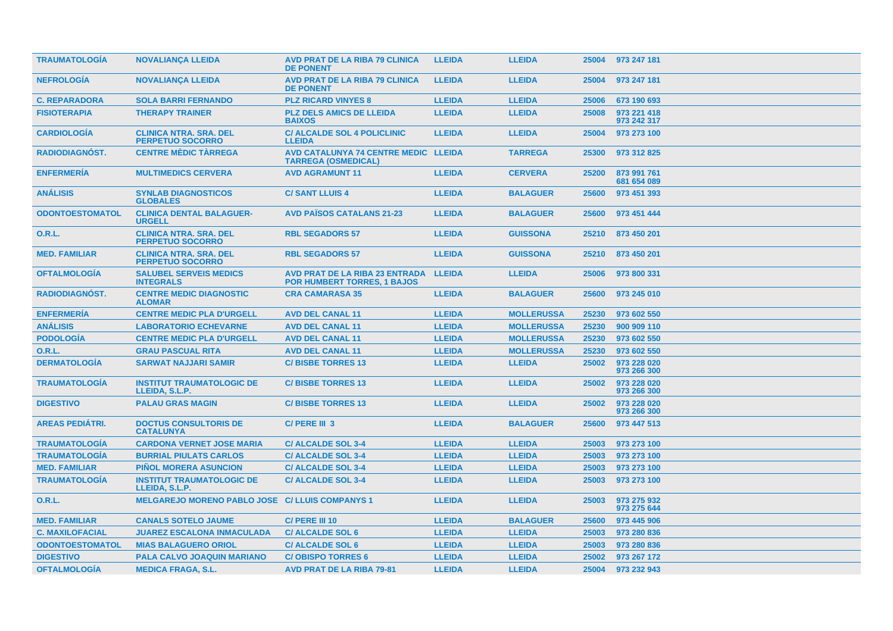| | | | | | | |
|---|---|---|---|---|---|---|
| TRAUMATOLOGÍA | NOVALIANÇA LLEIDA | AVD PRAT DE LA RIBA 79 CLINICA DE PONENT | LLEIDA | LLEIDA | 25004 | 973 247 181 |
| NEFROLOGÍA | NOVALIANÇA LLEIDA | AVD PRAT DE LA RIBA 79 CLINICA DE PONENT | LLEIDA | LLEIDA | 25004 | 973 247 181 |
| C. REPARADORA | SOLA BARRI FERNANDO | PLZ RICARD VINYES 8 | LLEIDA | LLEIDA | 25006 | 673 190 693 |
| FISIOTERAPIA | THERAPY TRAINER | PLZ DELS AMICS DE LLEIDA BAIXOS | LLEIDA | LLEIDA | 25008 | 973 221 418<br>973 242 317 |
| CARDIOLOGÍA | CLINICA NTRA. SRA. DEL PERPETUO SOCORRO | C/ ALCALDE SOL 4 POLICLINIC LLEIDA | LLEIDA | LLEIDA | 25004 | 973 273 100 |
| RADIODIAGNÓST. | CENTRE MÈDIC TÀRREGA | AVD CATALUNYA 74 CENTRE MEDIC TARREGA (OSMEDICAL) | LLEIDA | TARREGA | 25300 | 973 312 825 |
| ENFERMERÍA | MULTIMEDICS CERVERA | AVD AGRAMUNT 11 | LLEIDA | CERVERA | 25200 | 873 991 761<br>681 654 089 |
| ANÁLISIS | SYNLAB DIAGNOSTICOS GLOBALES | C/ SANT LLUIS 4 | LLEIDA | BALAGUER | 25600 | 973 451 393 |
| ODONTOESTOMATOL | CLINICA DENTAL BALAGUER-URGELL | AVD PAÏSOS CATALANS 21-23 | LLEIDA | BALAGUER | 25600 | 973 451 444 |
| O.R.L. | CLINICA NTRA. SRA. DEL PERPETUO SOCORRO | RBL SEGADORS 57 | LLEIDA | GUISSONA | 25210 | 873 450 201 |
| MED. FAMILIAR | CLINICA NTRA. SRA. DEL PERPETUO SOCORRO | RBL SEGADORS 57 | LLEIDA | GUISSONA | 25210 | 873 450 201 |
| OFTALMOLOGÍA | SALUBEL SERVEIS MEDICS INTEGRALS | AVD PRAT DE LA RIBA 23 ENTRADA POR HUMBERT TORRES, 1 BAJOS | LLEIDA | LLEIDA | 25006 | 973 800 331 |
| RADIODIAGNÓST. | CENTRE MEDIC DIAGNOSTIC ALOMAR | CRA CAMARASA 35 | LLEIDA | BALAGUER | 25600 | 973 245 010 |
| ENFERMERÍA | CENTRE MEDIC PLA D'URGELL | AVD DEL CANAL 11 | LLEIDA | MOLLERUSSA | 25230 | 973 602 550 |
| ANÁLISIS | LABORATORIO ECHEVARNE | AVD DEL CANAL 11 | LLEIDA | MOLLERUSSA | 25230 | 900 909 110 |
| PODOLOGÍA | CENTRE MEDIC PLA D'URGELL | AVD DEL CANAL 11 | LLEIDA | MOLLERUSSA | 25230 | 973 602 550 |
| O.R.L. | GRAU PASCUAL RITA | AVD DEL CANAL 11 | LLEIDA | MOLLERUSSA | 25230 | 973 602 550 |
| DERMATOLOGÍA | SARWAT NAJJARI SAMIR | C/ BISBE TORRES 13 | LLEIDA | LLEIDA | 25002 | 973 228 020<br>973 266 300 |
| TRAUMATOLOGÍA | INSTITUT TRAUMATOLOGIC DE LLEIDA, S.L.P. | C/ BISBE TORRES 13 | LLEIDA | LLEIDA | 25002 | 973 228 020<br>973 266 300 |
| DIGESTIVO | PALAU GRAS MAGIN | C/ BISBE TORRES 13 | LLEIDA | LLEIDA | 25002 | 973 228 020<br>973 266 300 |
| AREAS PEDIÁTRI. | DOCTUS CONSULTORIS DE CATALUNYA | C/ PERE III 3 | LLEIDA | BALAGUER | 25600 | 973 447 513 |
| TRAUMATOLOGÍA | CARDONA VERNET JOSE MARIA | C/ ALCALDE SOL 3-4 | LLEIDA | LLEIDA | 25003 | 973 273 100 |
| TRAUMATOLOGÍA | BURRIAL PIULATS CARLOS | C/ ALCALDE SOL 3-4 | LLEIDA | LLEIDA | 25003 | 973 273 100 |
| MED. FAMILIAR | PIÑOL MORERA ASUNCION | C/ ALCALDE SOL 3-4 | LLEIDA | LLEIDA | 25003 | 973 273 100 |
| TRAUMATOLOGÍA | INSTITUT TRAUMATOLOGIC DE LLEIDA, S.L.P. | C/ ALCALDE SOL 3-4 | LLEIDA | LLEIDA | 25003 | 973 273 100 |
| O.R.L. | MELGAREJO MORENO PABLO JOSE | C/ LLUIS COMPANYS 1 | LLEIDA | LLEIDA | 25003 | 973 275 932<br>973 275 644 |
| MED. FAMILIAR | CANALS SOTELO JAUME | C/ PERE III 10 | LLEIDA | BALAGUER | 25600 | 973 445 906 |
| C. MAXILOFACIAL | JUAREZ ESCALONA INMACULADA | C/ ALCALDE SOL 6 | LLEIDA | LLEIDA | 25003 | 973 280 836 |
| ODONTOESTOMATOL | MIAS BALAGUERO ORIOL | C/ ALCALDE SOL 6 | LLEIDA | LLEIDA | 25003 | 973 280 836 |
| DIGESTIVO | PALA CALVO JOAQUIN MARIANO | C/ OBISPO TORRES 6 | LLEIDA | LLEIDA | 25002 | 973 267 172 |
| OFTALMOLOGÍA | MEDICA FRAGA, S.L. | AVD PRAT DE LA RIBA 79-81 | LLEIDA | LLEIDA | 25004 | 973 232 943 |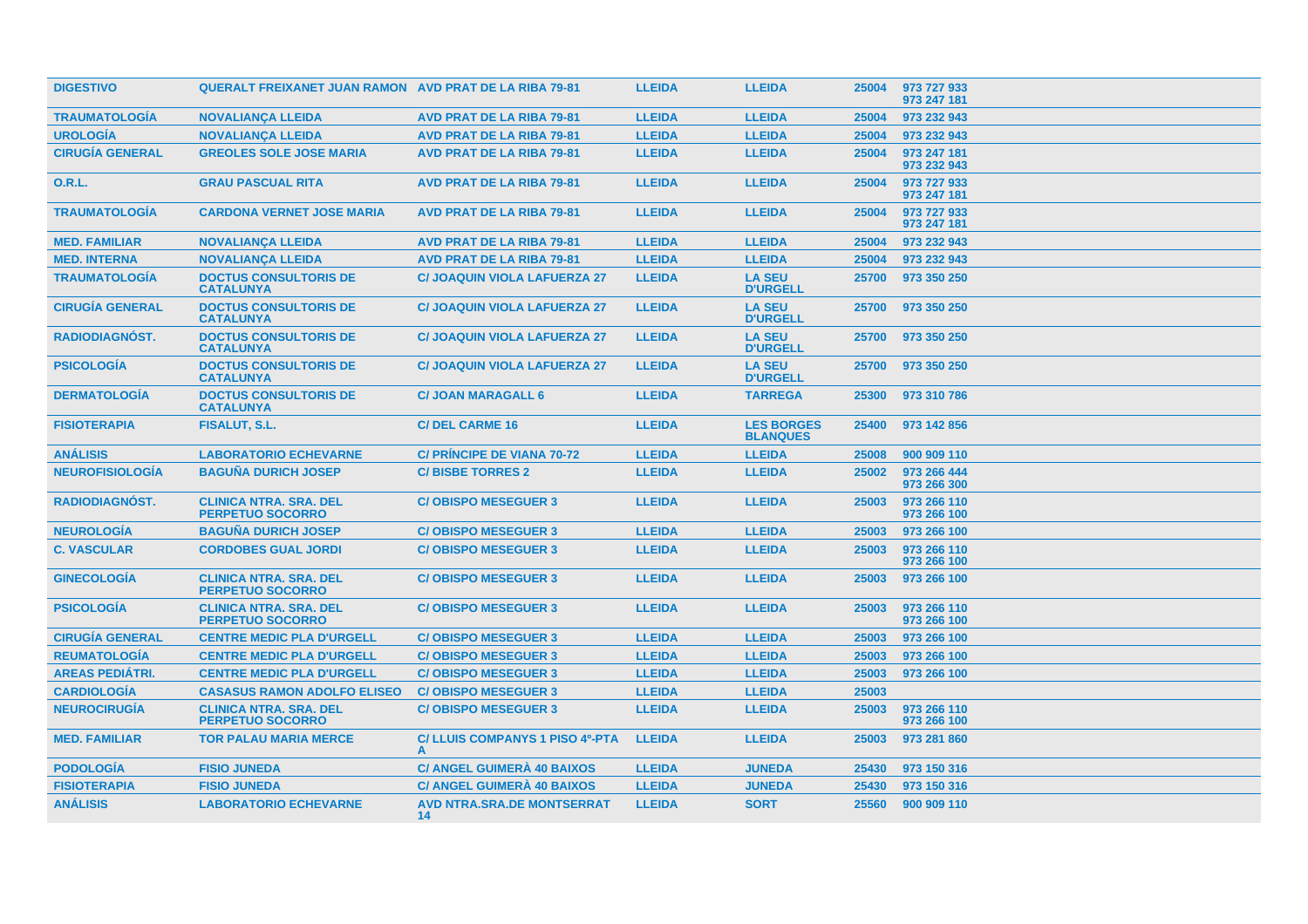| | | | | | | |
|---|---|---|---|---|---|---|
| DIGESTIVO | QUERALT FREIXANET JUAN RAMON | AVD PRAT DE LA RIBA 79-81 | LLEIDA | LLEIDA | 25004 | 973 727 933<br>973 247 181 |
| TRAUMATOLOGÍA | NOVALIANÇA LLEIDA | AVD PRAT DE LA RIBA 79-81 | LLEIDA | LLEIDA | 25004 | 973 232 943 |
| UROLOGÍA | NOVALIANÇA LLEIDA | AVD PRAT DE LA RIBA 79-81 | LLEIDA | LLEIDA | 25004 | 973 232 943 |
| CIRUGÍA GENERAL | GREOLES SOLE JOSE MARIA | AVD PRAT DE LA RIBA 79-81 | LLEIDA | LLEIDA | 25004 | 973 247 181<br>973 232 943 |
| O.R.L. | GRAU PASCUAL RITA | AVD PRAT DE LA RIBA 79-81 | LLEIDA | LLEIDA | 25004 | 973 727 933<br>973 247 181 |
| TRAUMATOLOGÍA | CARDONA VERNET JOSE MARIA | AVD PRAT DE LA RIBA 79-81 | LLEIDA | LLEIDA | 25004 | 973 727 933<br>973 247 181 |
| MED. FAMILIAR | NOVALIANÇA LLEIDA | AVD PRAT DE LA RIBA 79-81 | LLEIDA | LLEIDA | 25004 | 973 232 943 |
| MED. INTERNA | NOVALIANÇA LLEIDA | AVD PRAT DE LA RIBA 79-81 | LLEIDA | LLEIDA | 25004 | 973 232 943 |
| TRAUMATOLOGÍA | DOCTUS CONSULTORIS DE CATALUNYA | C/ JOAQUIN VIOLA LAFUERZA 27 | LLEIDA | LA SEU D'URGELL | 25700 | 973 350 250 |
| CIRUGÍA GENERAL | DOCTUS CONSULTORIS DE CATALUNYA | C/ JOAQUIN VIOLA LAFUERZA 27 | LLEIDA | LA SEU D'URGELL | 25700 | 973 350 250 |
| RADIODIAGNÓST. | DOCTUS CONSULTORIS DE CATALUNYA | C/ JOAQUIN VIOLA LAFUERZA 27 | LLEIDA | LA SEU D'URGELL | 25700 | 973 350 250 |
| PSICOLOGÍA | DOCTUS CONSULTORIS DE CATALUNYA | C/ JOAQUIN VIOLA LAFUERZA 27 | LLEIDA | LA SEU D'URGELL | 25700 | 973 350 250 |
| DERMATOLOGÍA | DOCTUS CONSULTORIS DE CATALUNYA | C/ JOAN MARAGALL 6 | LLEIDA | TARREGA | 25300 | 973 310 786 |
| FISIOTERAPIA | FISALUT, S.L. | C/ DEL CARME 16 | LLEIDA | LES BORGES BLANQUES | 25400 | 973 142 856 |
| ANÁLISIS | LABORATORIO ECHEVARNE | C/ PRÍNCIPE DE VIANA 70-72 | LLEIDA | LLEIDA | 25008 | 900 909 110 |
| NEUROFISIOLOGÍA | BAGUÑA DURICH JOSEP | C/ BISBE TORRES 2 | LLEIDA | LLEIDA | 25002 | 973 266 444<br>973 266 300 |
| RADIODIAGNÓST. | CLINICA NTRA. SRA. DEL PERPETUO SOCORRO | C/ OBISPO MESEGUER 3 | LLEIDA | LLEIDA | 25003 | 973 266 110<br>973 266 100 |
| NEUROLOGÍA | BAGUÑA DURICH JOSEP | C/ OBISPO MESEGUER 3 | LLEIDA | LLEIDA | 25003 | 973 266 100 |
| C. VASCULAR | CORDOBES GUAL JORDI | C/ OBISPO MESEGUER 3 | LLEIDA | LLEIDA | 25003 | 973 266 110<br>973 266 100 |
| GINECOLOGÍA | CLINICA NTRA. SRA. DEL PERPETUO SOCORRO | C/ OBISPO MESEGUER 3 | LLEIDA | LLEIDA | 25003 | 973 266 100 |
| PSICOLOGÍA | CLINICA NTRA. SRA. DEL PERPETUO SOCORRO | C/ OBISPO MESEGUER 3 | LLEIDA | LLEIDA | 25003 | 973 266 110<br>973 266 100 |
| CIRUGÍA GENERAL | CENTRE MEDIC PLA D'URGELL | C/ OBISPO MESEGUER 3 | LLEIDA | LLEIDA | 25003 | 973 266 100 |
| REUMATOLOGÍA | CENTRE MEDIC PLA D'URGELL | C/ OBISPO MESEGUER 3 | LLEIDA | LLEIDA | 25003 | 973 266 100 |
| AREAS PEDIÁTRI. | CENTRE MEDIC PLA D'URGELL | C/ OBISPO MESEGUER 3 | LLEIDA | LLEIDA | 25003 | 973 266 100 |
| CARDIOLOGÍA | CASASUS RAMON ADOLFO ELISEO | C/ OBISPO MESEGUER 3 | LLEIDA | LLEIDA | 25003 | |
| NEUROCIRUGÍA | CLINICA NTRA. SRA. DEL PERPETUO SOCORRO | C/ OBISPO MESEGUER 3 | LLEIDA | LLEIDA | 25003 | 973 266 110<br>973 266 100 |
| MED. FAMILIAR | TOR PALAU MARIA MERCE | C/ LLUIS COMPANYS 1 PISO 4º-PTA A | LLEIDA | LLEIDA | 25003 | 973 281 860 |
| PODOLOGÍA | FISIO JUNEDA | C/ ANGEL GUIMERÀ 40 BAIXOS | LLEIDA | JUNEDA | 25430 | 973 150 316 |
| FISIOTERAPIA | FISIO JUNEDA | C/ ANGEL GUIMERÀ 40 BAIXOS | LLEIDA | JUNEDA | 25430 | 973 150 316 |
| ANÁLISIS | LABORATORIO ECHEVARNE | AVD NTRA.SRA.DE MONTSERRAT 14 | LLEIDA | SORT | 25560 | 900 909 110 |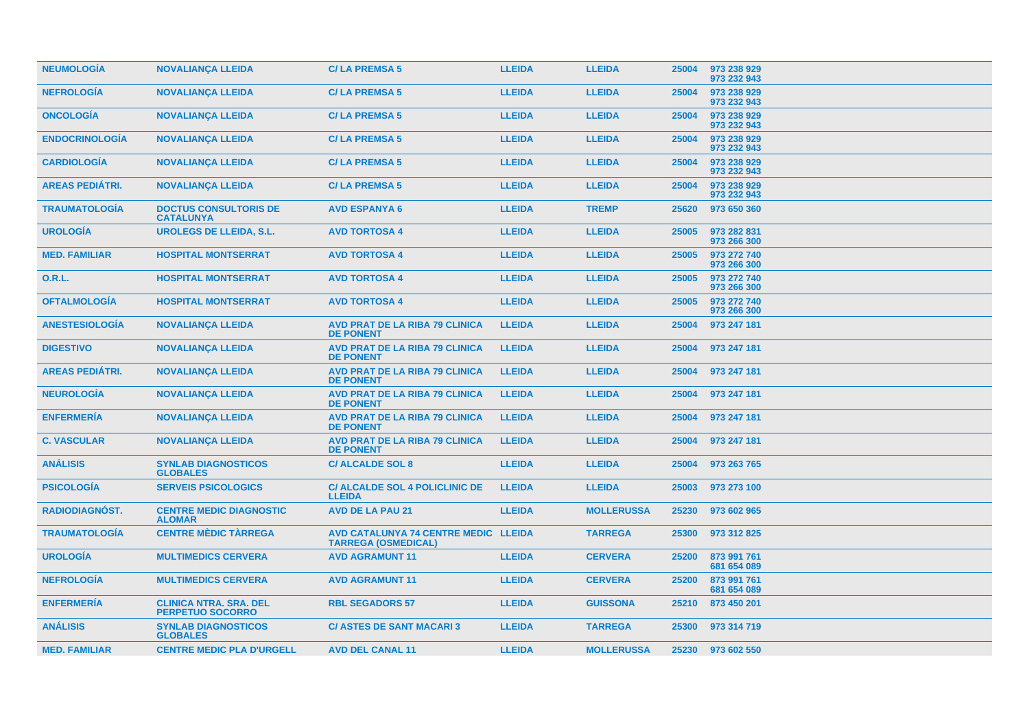| | | | | | | |
|---|---|---|---|---|---|---|
| NEUMOLOGÍA | NOVALIANÇA LLEIDA | C/ LA PREMSA 5 | LLEIDA | LLEIDA | 25004 | 973 238 929<br>973 232 943 |
| NEFROLOGÍA | NOVALIANÇA LLEIDA | C/ LA PREMSA 5 | LLEIDA | LLEIDA | 25004 | 973 238 929<br>973 232 943 |
| ONCOLOGÍA | NOVALIANÇA LLEIDA | C/ LA PREMSA 5 | LLEIDA | LLEIDA | 25004 | 973 238 929<br>973 232 943 |
| ENDOCRINOLOGÍA | NOVALIANÇA LLEIDA | C/ LA PREMSA 5 | LLEIDA | LLEIDA | 25004 | 973 238 929<br>973 232 943 |
| CARDIOLOGÍA | NOVALIANÇA LLEIDA | C/ LA PREMSA 5 | LLEIDA | LLEIDA | 25004 | 973 238 929<br>973 232 943 |
| AREAS PEDIÁTRI. | NOVALIANÇA LLEIDA | C/ LA PREMSA 5 | LLEIDA | LLEIDA | 25004 | 973 238 929<br>973 232 943 |
| TRAUMATOLOGÍA | DOCTUS CONSULTORIS DE CATALUNYA | AVD ESPANYA 6 | LLEIDA | TREMP | 25620 | 973 650 360 |
| UROLOGÍA | UROLEGS DE LLEIDA, S.L. | AVD TORTOSA 4 | LLEIDA | LLEIDA | 25005 | 973 282 831<br>973 266 300 |
| MED. FAMILIAR | HOSPITAL MONTSERRAT | AVD TORTOSA 4 | LLEIDA | LLEIDA | 25005 | 973 272 740<br>973 266 300 |
| O.R.L. | HOSPITAL MONTSERRAT | AVD TORTOSA 4 | LLEIDA | LLEIDA | 25005 | 973 272 740<br>973 266 300 |
| OFTALMOLOGÍA | HOSPITAL MONTSERRAT | AVD TORTOSA 4 | LLEIDA | LLEIDA | 25005 | 973 272 740<br>973 266 300 |
| ANESTESIOLOGÍA | NOVALIANÇA LLEIDA | AVD PRAT DE LA RIBA 79 CLINICA DE PONENT | LLEIDA | LLEIDA | 25004 | 973 247 181 |
| DIGESTIVO | NOVALIANÇA LLEIDA | AVD PRAT DE LA RIBA 79 CLINICA DE PONENT | LLEIDA | LLEIDA | 25004 | 973 247 181 |
| AREAS PEDIÁTRI. | NOVALIANÇA LLEIDA | AVD PRAT DE LA RIBA 79 CLINICA DE PONENT | LLEIDA | LLEIDA | 25004 | 973 247 181 |
| NEUROLOGÍA | NOVALIANÇA LLEIDA | AVD PRAT DE LA RIBA 79 CLINICA DE PONENT | LLEIDA | LLEIDA | 25004 | 973 247 181 |
| ENFERMERÍA | NOVALIANÇA LLEIDA | AVD PRAT DE LA RIBA 79 CLINICA DE PONENT | LLEIDA | LLEIDA | 25004 | 973 247 181 |
| C. VASCULAR | NOVALIANÇA LLEIDA | AVD PRAT DE LA RIBA 79 CLINICA DE PONENT | LLEIDA | LLEIDA | 25004 | 973 247 181 |
| ANÁLISIS | SYNLAB DIAGNOSTICOS GLOBALES | C/ ALCALDE SOL 8 | LLEIDA | LLEIDA | 25004 | 973 263 765 |
| PSICOLOGÍA | SERVEIS PSICOLOGICS | C/ ALCALDE SOL 4 POLICLINIC DE LLEIDA | LLEIDA | LLEIDA | 25003 | 973 273 100 |
| RADIODIAGNÓST. | CENTRE MEDIC DIAGNOSTIC ALOMAR | AVD DE LA PAU 21 | LLEIDA | MOLLERUSSA | 25230 | 973 602 965 |
| TRAUMATOLOGÍA | CENTRE MÈDIC TÀRREGA | AVD CATALUNYA 74 CENTRE MEDIC TARREGA (OSMEDICAL) | LLEIDA | TARREGA | 25300 | 973 312 825 |
| UROLOGÍA | MULTIMEDICS CERVERA | AVD AGRAMUNT 11 | LLEIDA | CERVERA | 25200 | 873 991 761<br>681 654 089 |
| NEFROLOGÍA | MULTIMEDICS CERVERA | AVD AGRAMUNT 11 | LLEIDA | CERVERA | 25200 | 873 991 761<br>681 654 089 |
| ENFERMERÍA | CLINICA NTRA. SRA. DEL PERPETUO SOCORRO | RBL SEGADORS 57 | LLEIDA | GUISSONA | 25210 | 873 450 201 |
| ANÁLISIS | SYNLAB DIAGNOSTICOS GLOBALES | C/ ASTES DE SANT MACARI 3 | LLEIDA | TARREGA | 25300 | 973 314 719 |
| MED. FAMILIAR | CENTRE MEDIC PLA D'URGELL | AVD DEL CANAL 11 | LLEIDA | MOLLERUSSA | 25230 | 973 602 550 |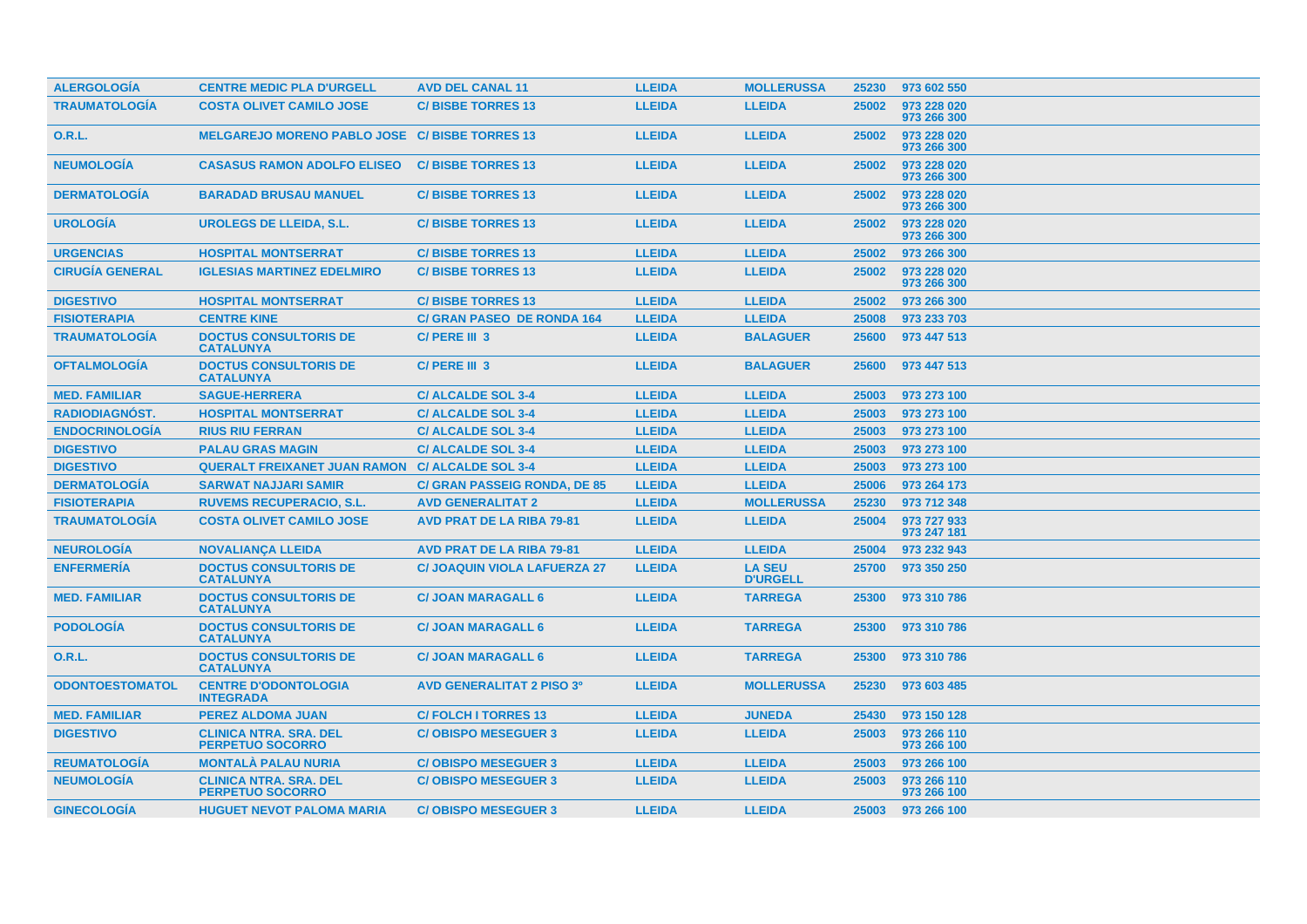| | | | | | | |
|---|---|---|---|---|---|---|
| ALERGOLOGÍA | CENTRE MEDIC PLA D'URGELL | AVD DEL CANAL 11 | LLEIDA | MOLLERUSSA | 25230 | 973 602 550 |
| TRAUMATOLOGÍA | COSTA OLIVET CAMILO JOSE | C/ BISBE TORRES 13 | LLEIDA | LLEIDA | 25002 | 973 228 020<br>973 266 300 |
| O.R.L. | MELGAREJO MORENO PABLO JOSE | C/ BISBE TORRES 13 | LLEIDA | LLEIDA | 25002 | 973 228 020<br>973 266 300 |
| NEUMOLOGÍA | CASASUS RAMON ADOLFO ELISEO | C/ BISBE TORRES 13 | LLEIDA | LLEIDA | 25002 | 973 228 020<br>973 266 300 |
| DERMATOLOGÍA | BARADAD BRUSAU MANUEL | C/ BISBE TORRES 13 | LLEIDA | LLEIDA | 25002 | 973 228 020<br>973 266 300 |
| UROLOGÍA | UROLEGS DE LLEIDA, S.L. | C/ BISBE TORRES 13 | LLEIDA | LLEIDA | 25002 | 973 228 020<br>973 266 300 |
| URGENCIAS | HOSPITAL MONTSERRAT | C/ BISBE TORRES 13 | LLEIDA | LLEIDA | 25002 | 973 266 300 |
| CIRUGÍA GENERAL | IGLESIAS MARTINEZ EDELMIRO | C/ BISBE TORRES 13 | LLEIDA | LLEIDA | 25002 | 973 228 020<br>973 266 300 |
| DIGESTIVO | HOSPITAL MONTSERRAT | C/ BISBE TORRES 13 | LLEIDA | LLEIDA | 25002 | 973 266 300 |
| FISIOTERAPIA | CENTRE KINE | C/ GRAN PASEO DE RONDA 164 | LLEIDA | LLEIDA | 25008 | 973 233 703 |
| TRAUMATOLOGÍA | DOCTUS CONSULTORIS DE CATALUNYA | C/ PERE III 3 | LLEIDA | BALAGUER | 25600 | 973 447 513 |
| OFTALMOLOGÍA | DOCTUS CONSULTORIS DE CATALUNYA | C/ PERE III 3 | LLEIDA | BALAGUER | 25600 | 973 447 513 |
| MED. FAMILIAR | SAGUE-HERRERA | C/ ALCALDE SOL 3-4 | LLEIDA | LLEIDA | 25003 | 973 273 100 |
| RADIODIAGNÓST. | HOSPITAL MONTSERRAT | C/ ALCALDE SOL 3-4 | LLEIDA | LLEIDA | 25003 | 973 273 100 |
| ENDOCRINOLOGÍA | RIUS RIU FERRAN | C/ ALCALDE SOL 3-4 | LLEIDA | LLEIDA | 25003 | 973 273 100 |
| DIGESTIVO | PALAU GRAS MAGIN | C/ ALCALDE SOL 3-4 | LLEIDA | LLEIDA | 25003 | 973 273 100 |
| DIGESTIVO | QUERALT FREIXANET JUAN RAMON | C/ ALCALDE SOL 3-4 | LLEIDA | LLEIDA | 25003 | 973 273 100 |
| DERMATOLOGÍA | SARWAT NAJJARI SAMIR | C/ GRAN PASSEIG RONDA, DE 85 | LLEIDA | LLEIDA | 25006 | 973 264 173 |
| FISIOTERAPIA | RUVEMS RECUPERACIO, S.L. | AVD GENERALITAT 2 | LLEIDA | MOLLERUSSA | 25230 | 973 712 348 |
| TRAUMATOLOGÍA | COSTA OLIVET CAMILO JOSE | AVD PRAT DE LA RIBA 79-81 | LLEIDA | LLEIDA | 25004 | 973 727 933<br>973 247 181 |
| NEUROLOGÍA | NOVALIANÇA LLEIDA | AVD PRAT DE LA RIBA 79-81 | LLEIDA | LLEIDA | 25004 | 973 232 943 |
| ENFERMERÍA | DOCTUS CONSULTORIS DE CATALUNYA | C/ JOAQUIN VIOLA LAFUERZA 27 | LLEIDA | LA SEU D'URGELL | 25700 | 973 350 250 |
| MED. FAMILIAR | DOCTUS CONSULTORIS DE CATALUNYA | C/ JOAN MARAGALL 6 | LLEIDA | TARREGA | 25300 | 973 310 786 |
| PODOLOGÍA | DOCTUS CONSULTORIS DE CATALUNYA | C/ JOAN MARAGALL 6 | LLEIDA | TARREGA | 25300 | 973 310 786 |
| O.R.L. | DOCTUS CONSULTORIS DE CATALUNYA | C/ JOAN MARAGALL 6 | LLEIDA | TARREGA | 25300 | 973 310 786 |
| ODONTOESTOMATOL | CENTRE D'ODONTOLOGIA INTEGRADA | AVD GENERALITAT 2 PISO 3º | LLEIDA | MOLLERUSSA | 25230 | 973 603 485 |
| MED. FAMILIAR | PEREZ ALDOMA JUAN | C/ FOLCH I TORRES 13 | LLEIDA | JUNEDA | 25430 | 973 150 128 |
| DIGESTIVO | CLINICA NTRA. SRA. DEL PERPETUO SOCORRO | C/ OBISPO MESEGUER 3 | LLEIDA | LLEIDA | 25003 | 973 266 110<br>973 266 100 |
| REUMATOLOGÍA | MONTALÀ PALAU NURIA | C/ OBISPO MESEGUER 3 | LLEIDA | LLEIDA | 25003 | 973 266 100 |
| NEUMOLOGÍA | CLINICA NTRA. SRA. DEL PERPETUO SOCORRO | C/ OBISPO MESEGUER 3 | LLEIDA | LLEIDA | 25003 | 973 266 110<br>973 266 100 |
| GINECOLOGÍA | HUGUET NEVOT PALOMA MARIA | C/ OBISPO MESEGUER 3 | LLEIDA | LLEIDA | 25003 | 973 266 100 |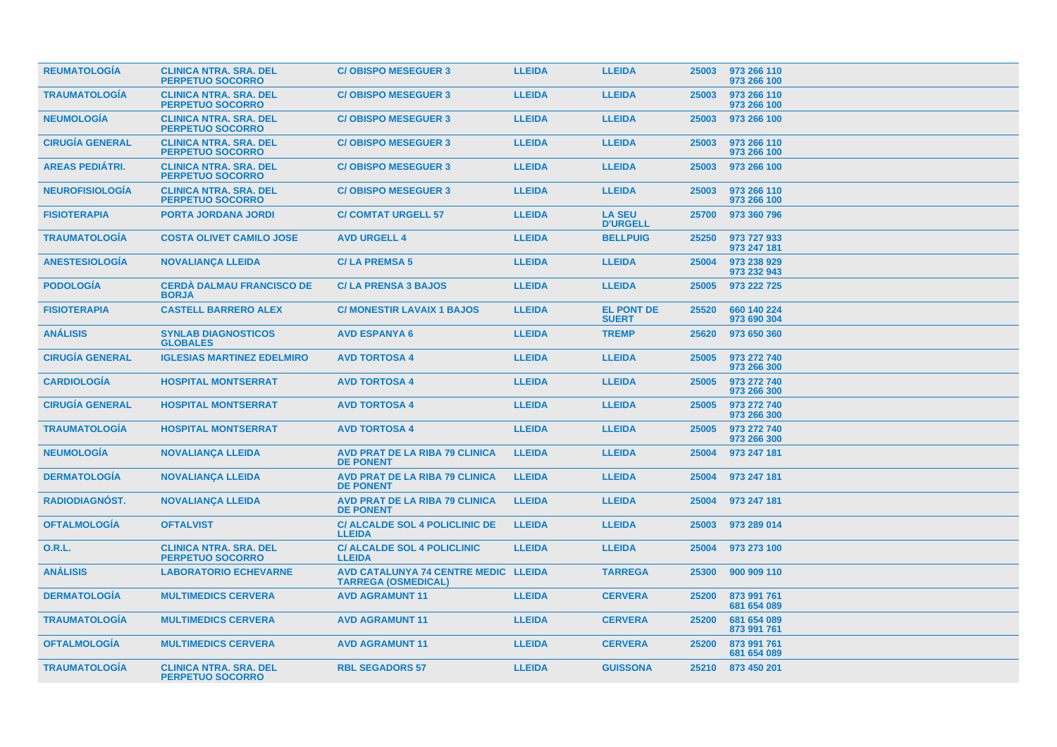| REUMATOLOGÍA | CLINICA NTRA. SRA. DEL PERPETUO SOCORRO | C/ OBISPO MESEGUER 3 | LLEIDA | LLEIDA | 25003 | 973 266 110<br>973 266 100 |
|---|---|---|---|---|---|---|
| TRAUMATOLOGÍA | CLINICA NTRA. SRA. DEL PERPETUO SOCORRO | C/ OBISPO MESEGUER 3 | LLEIDA | LLEIDA | 25003 | 973 266 110<br>973 266 100 |
| NEUMOLOGÍA | CLINICA NTRA. SRA. DEL PERPETUO SOCORRO | C/ OBISPO MESEGUER 3 | LLEIDA | LLEIDA | 25003 | 973 266 100 |
| CIRUGÍA GENERAL | CLINICA NTRA. SRA. DEL PERPETUO SOCORRO | C/ OBISPO MESEGUER 3 | LLEIDA | LLEIDA | 25003 | 973 266 110<br>973 266 100 |
| AREAS PEDIÁTRI. | CLINICA NTRA. SRA. DEL PERPETUO SOCORRO | C/ OBISPO MESEGUER 3 | LLEIDA | LLEIDA | 25003 | 973 266 100 |
| NEUROFISIOLOGÍA | CLINICA NTRA. SRA. DEL PERPETUO SOCORRO | C/ OBISPO MESEGUER 3 | LLEIDA | LLEIDA | 25003 | 973 266 110<br>973 266 100 |
| FISIOTERAPIA | PORTA JORDANA JORDI | C/ COMTAT URGELL 57 | LLEIDA | LA SEU D'URGELL | 25700 | 973 360 796 |
| TRAUMATOLOGÍA | COSTA OLIVET CAMILO JOSE | AVD URGELL 4 | LLEIDA | BELLPUIG | 25250 | 973 727 933<br>973 247 181 |
| ANESTESIOLOGÍA | NOVALIANÇA LLEIDA | C/ LA PREMSA 5 | LLEIDA | LLEIDA | 25004 | 973 238 929<br>973 232 943 |
| PODOLOGÍA | CERDÀ DALMAU FRANCISCO DE BORJA | C/ LA PRENSA 3 BAJOS | LLEIDA | LLEIDA | 25005 | 973 222 725 |
| FISIOTERAPIA | CASTELL BARRERO ALEX | C/ MONESTIR LAVAIX 1 BAJOS | LLEIDA | EL PONT DE SUERT | 25520 | 660 140 224<br>973 690 304 |
| ANÁLISIS | SYNLAB DIAGNOSTICOS GLOBALES | AVD ESPANYA 6 | LLEIDA | TREMP | 25620 | 973 650 360 |
| CIRUGÍA GENERAL | IGLESIAS MARTINEZ EDELMIRO | AVD TORTOSA 4 | LLEIDA | LLEIDA | 25005 | 973 272 740<br>973 266 300 |
| CARDIOLOGÍA | HOSPITAL MONTSERRAT | AVD TORTOSA 4 | LLEIDA | LLEIDA | 25005 | 973 272 740<br>973 266 300 |
| CIRUGÍA GENERAL | HOSPITAL MONTSERRAT | AVD TORTOSA 4 | LLEIDA | LLEIDA | 25005 | 973 272 740<br>973 266 300 |
| TRAUMATOLOGÍA | HOSPITAL MONTSERRAT | AVD TORTOSA 4 | LLEIDA | LLEIDA | 25005 | 973 272 740<br>973 266 300 |
| NEUMOLOGÍA | NOVALIANÇA LLEIDA | AVD PRAT DE LA RIBA 79 CLINICA DE PONENT | LLEIDA | LLEIDA | 25004 | 973 247 181 |
| DERMATOLOGÍA | NOVALIANÇA LLEIDA | AVD PRAT DE LA RIBA 79 CLINICA DE PONENT | LLEIDA | LLEIDA | 25004 | 973 247 181 |
| RADIODIAGNÓST. | NOVALIANÇA LLEIDA | AVD PRAT DE LA RIBA 79 CLINICA DE PONENT | LLEIDA | LLEIDA | 25004 | 973 247 181 |
| OFTALMOLOGÍA | OFTALVIST | C/ ALCALDE SOL 4 POLICLINIC DE LLEIDA | LLEIDA | LLEIDA | 25003 | 973 289 014 |
| O.R.L. | CLINICA NTRA. SRA. DEL PERPETUO SOCORRO | C/ ALCALDE SOL 4 POLICLINIC LLEIDA | LLEIDA | LLEIDA | 25004 | 973 273 100 |
| ANÁLISIS | LABORATORIO ECHEVARNE | AVD CATALUNYA 74 CENTRE MEDIC TARREGA (OSMEDICAL) | LLEIDA | TARREGA | 25300 | 900 909 110 |
| DERMATOLOGÍA | MULTIMEDICS CERVERA | AVD AGRAMUNT 11 | LLEIDA | CERVERA | 25200 | 873 991 761<br>681 654 089 |
| TRAUMATOLOGÍA | MULTIMEDICS CERVERA | AVD AGRAMUNT 11 | LLEIDA | CERVERA | 25200 | 681 654 089<br>873 991 761 |
| OFTALMOLOGÍA | MULTIMEDICS CERVERA | AVD AGRAMUNT 11 | LLEIDA | CERVERA | 25200 | 873 991 761<br>681 654 089 |
| TRAUMATOLOGÍA | CLINICA NTRA. SRA. DEL PERPETUO SOCORRO | RBL SEGADORS 57 | LLEIDA | GUISSONA | 25210 | 873 450 201 |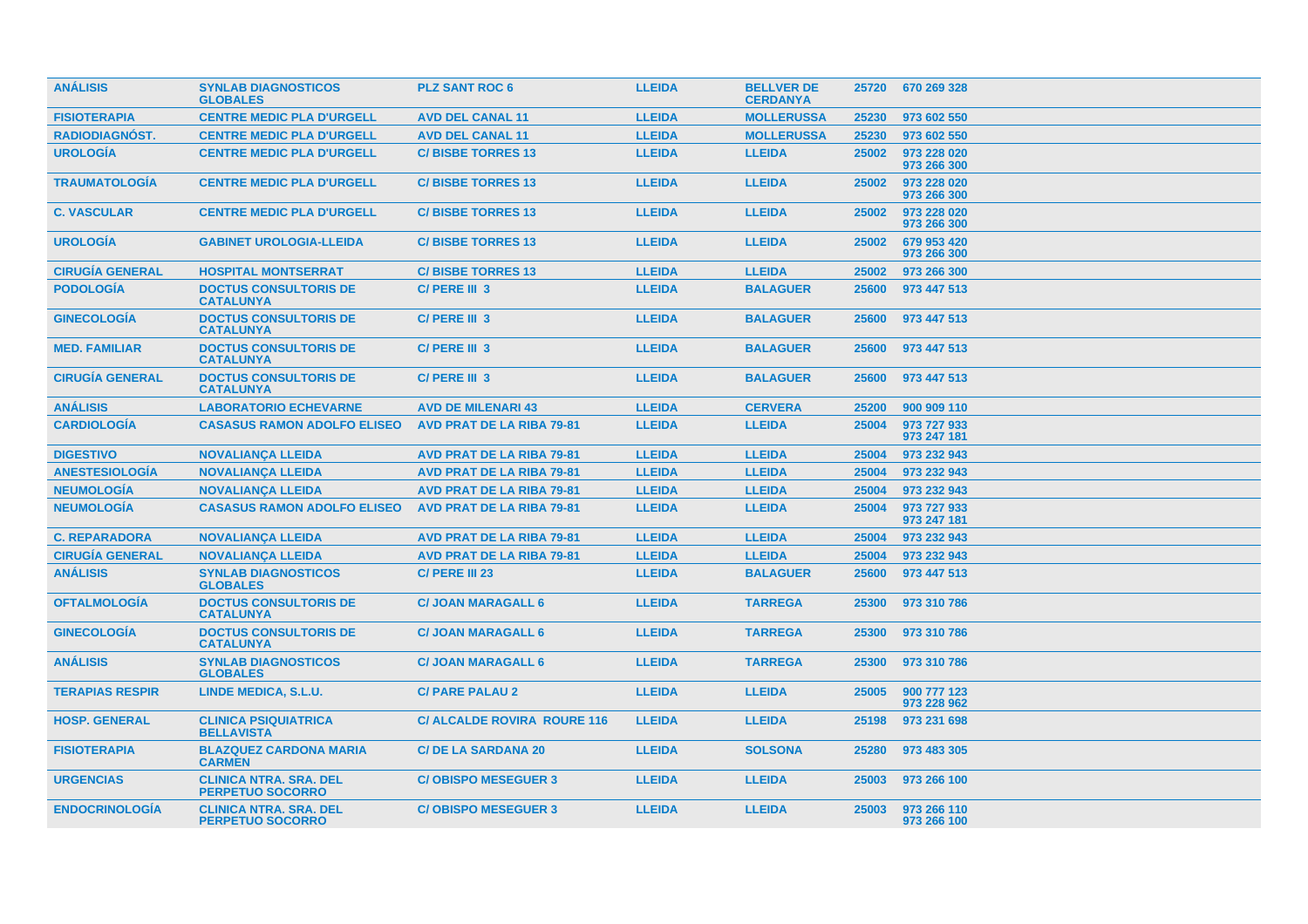| | | | | | | |
|---|---|---|---|---|---|---|
| **ANÁLISIS** | **SYNLAB DIAGNOSTICOS GLOBALES** | **PLZ SANT ROC 6** | **LLEIDA** | **BELLVER DE CERDANYA** | **25720** | **670 269 328** |
| **FISIOTERAPIA** | **CENTRE MEDIC PLA D'URGELL** | **AVD DEL CANAL 11** | **LLEIDA** | **MOLLERUSSA** | **25230** | **973 602 550** |
| **RADIODIAGNÓST.** | **CENTRE MEDIC PLA D'URGELL** | **AVD DEL CANAL 11** | **LLEIDA** | **MOLLERUSSA** | **25230** | **973 602 550** |
| **UROLOGÍA** | **CENTRE MEDIC PLA D'URGELL** | **C/ BISBE TORRES 13** | **LLEIDA** | **LLEIDA** | **25002** | **973 228 020 973 266 300** |
| **TRAUMATOLOGÍA** | **CENTRE MEDIC PLA D'URGELL** | **C/ BISBE TORRES 13** | **LLEIDA** | **LLEIDA** | **25002** | **973 228 020 973 266 300** |
| **C. VASCULAR** | **CENTRE MEDIC PLA D'URGELL** | **C/ BISBE TORRES 13** | **LLEIDA** | **LLEIDA** | **25002** | **973 228 020 973 266 300** |
| **UROLOGÍA** | **GABINET UROLOGIA-LLEIDA** | **C/ BISBE TORRES 13** | **LLEIDA** | **LLEIDA** | **25002** | **679 953 420 973 266 300** |
| **CIRUGÍA GENERAL** | **HOSPITAL MONTSERRAT** | **C/ BISBE TORRES 13** | **LLEIDA** | **LLEIDA** | **25002** | **973 266 300** |
| **PODOLOGÍA** | **DOCTUS CONSULTORIS DE CATALUNYA** | **C/ PERE III 3** | **LLEIDA** | **BALAGUER** | **25600** | **973 447 513** |
| **GINECOLOGÍA** | **DOCTUS CONSULTORIS DE CATALUNYA** | **C/ PERE III 3** | **LLEIDA** | **BALAGUER** | **25600** | **973 447 513** |
| **MED. FAMILIAR** | **DOCTUS CONSULTORIS DE CATALUNYA** | **C/ PERE III 3** | **LLEIDA** | **BALAGUER** | **25600** | **973 447 513** |
| **CIRUGÍA GENERAL** | **DOCTUS CONSULTORIS DE CATALUNYA** | **C/ PERE III 3** | **LLEIDA** | **BALAGUER** | **25600** | **973 447 513** |
| **ANÁLISIS** | **LABORATORIO ECHEVARNE** | **AVD DE MILENARI 43** | **LLEIDA** | **CERVERA** | **25200** | **900 909 110** |
| **CARDIOLOGÍA** | **CASASUS RAMON ADOLFO ELISEO** | **AVD PRAT DE LA RIBA 79-81** | **LLEIDA** | **LLEIDA** | **25004** | **973 727 933 973 247 181** |
| **DIGESTIVO** | **NOVALIANÇA LLEIDA** | **AVD PRAT DE LA RIBA 79-81** | **LLEIDA** | **LLEIDA** | **25004** | **973 232 943** |
| **ANESTESIOLOGÍA** | **NOVALIANÇA LLEIDA** | **AVD PRAT DE LA RIBA 79-81** | **LLEIDA** | **LLEIDA** | **25004** | **973 232 943** |
| **NEUMOLOGÍA** | **NOVALIANÇA LLEIDA** | **AVD PRAT DE LA RIBA 79-81** | **LLEIDA** | **LLEIDA** | **25004** | **973 232 943** |
| **NEUMOLOGÍA** | **CASASUS RAMON ADOLFO ELISEO** | **AVD PRAT DE LA RIBA 79-81** | **LLEIDA** | **LLEIDA** | **25004** | **973 727 933 973 247 181** |
| **C. REPARADORA** | **NOVALIANÇA LLEIDA** | **AVD PRAT DE LA RIBA 79-81** | **LLEIDA** | **LLEIDA** | **25004** | **973 232 943** |
| **CIRUGÍA GENERAL** | **NOVALIANÇA LLEIDA** | **AVD PRAT DE LA RIBA 79-81** | **LLEIDA** | **LLEIDA** | **25004** | **973 232 943** |
| **ANÁLISIS** | **SYNLAB DIAGNOSTICOS GLOBALES** | **C/ PERE III 23** | **LLEIDA** | **BALAGUER** | **25600** | **973 447 513** |
| **OFTALMOLOGÍA** | **DOCTUS CONSULTORIS DE CATALUNYA** | **C/ JOAN MARAGALL 6** | **LLEIDA** | **TARREGA** | **25300** | **973 310 786** |
| **GINECOLOGÍA** | **DOCTUS CONSULTORIS DE CATALUNYA** | **C/ JOAN MARAGALL 6** | **LLEIDA** | **TARREGA** | **25300** | **973 310 786** |
| **ANÁLISIS** | **SYNLAB DIAGNOSTICOS GLOBALES** | **C/ JOAN MARAGALL 6** | **LLEIDA** | **TARREGA** | **25300** | **973 310 786** |
| **TERAPIAS RESPIR** | **LINDE MEDICA, S.L.U.** | **C/ PARE PALAU 2** | **LLEIDA** | **LLEIDA** | **25005** | **900 777 123 973 228 962** |
| **HOSP. GENERAL** | **CLINICA PSIQUIATRICA BELLAVISTA** | **C/ ALCALDE ROVIRA ROURE 116** | **LLEIDA** | **LLEIDA** | **25198** | **973 231 698** |
| **FISIOTERAPIA** | **BLAZQUEZ CARDONA MARIA CARMEN** | **C/ DE LA SARDANA 20** | **LLEIDA** | **SOLSONA** | **25280** | **973 483 305** |
| **URGENCIAS** | **CLINICA NTRA. SRA. DEL PERPETUO SOCORRO** | **C/ OBISPO MESEGUER 3** | **LLEIDA** | **LLEIDA** | **25003** | **973 266 100** |
| **ENDOCRINOLOGÍA** | **CLINICA NTRA. SRA. DEL PERPETUO SOCORRO** | **C/ OBISPO MESEGUER 3** | **LLEIDA** | **LLEIDA** | **25003** | **973 266 110 973 266 100** |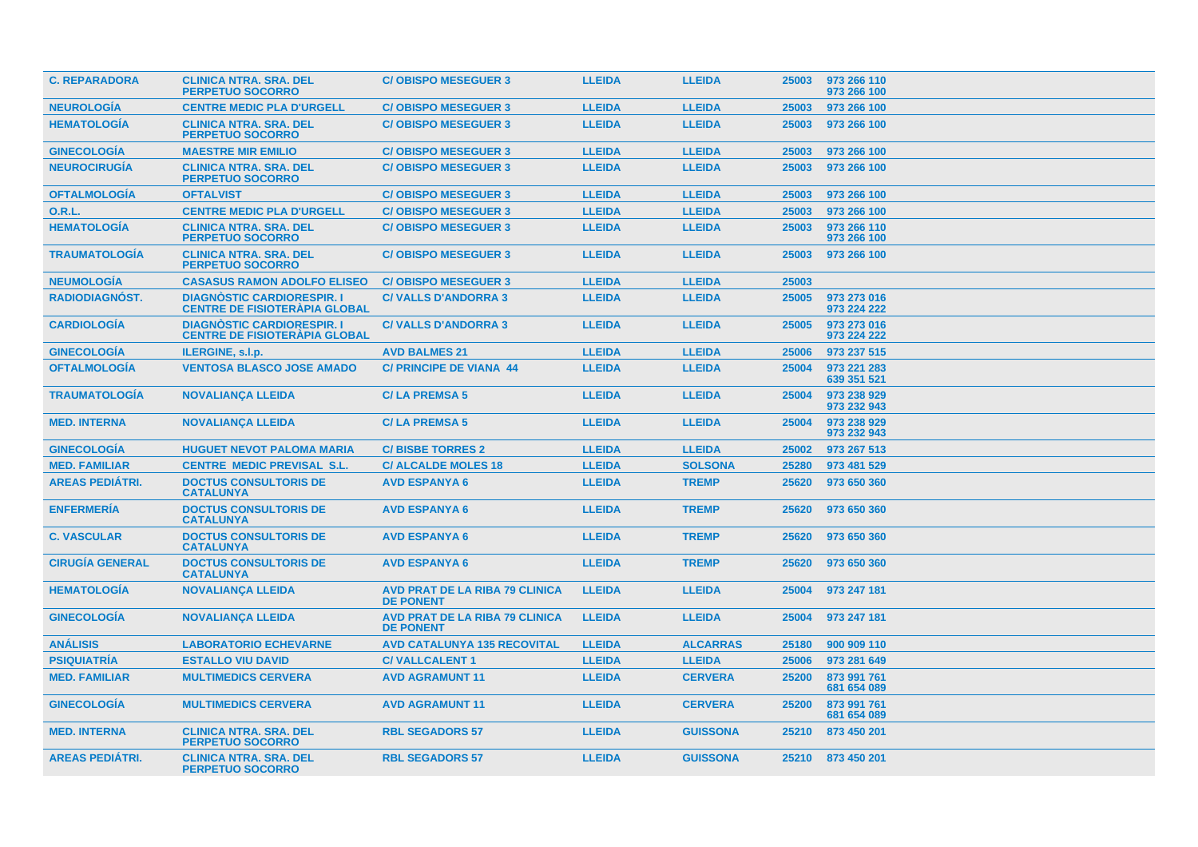| | | | | | | |
|---|---|---|---|---|---|---|
| C. REPARADORA | CLINICA NTRA. SRA. DEL PERPETUO SOCORRO | C/ OBISPO MESEGUER 3 | LLEIDA | LLEIDA | 25003 | 973 266 110<br>973 266 100 |
| NEUROLOGÍA | CENTRE MEDIC PLA D'URGELL | C/ OBISPO MESEGUER 3 | LLEIDA | LLEIDA | 25003 | 973 266 100 |
| HEMATOLOGÍA | CLINICA NTRA. SRA. DEL PERPETUO SOCORRO | C/ OBISPO MESEGUER 3 | LLEIDA | LLEIDA | 25003 | 973 266 100 |
| GINECOLOGÍA | MAESTRE MIR EMILIO | C/ OBISPO MESEGUER 3 | LLEIDA | LLEIDA | 25003 | 973 266 100 |
| NEUROCIRUGÍA | CLINICA NTRA. SRA. DEL PERPETUO SOCORRO | C/ OBISPO MESEGUER 3 | LLEIDA | LLEIDA | 25003 | 973 266 100 |
| OFTALMOLOGÍA | OFTALVIST | C/ OBISPO MESEGUER 3 | LLEIDA | LLEIDA | 25003 | 973 266 100 |
| O.R.L. | CENTRE MEDIC PLA D'URGELL | C/ OBISPO MESEGUER 3 | LLEIDA | LLEIDA | 25003 | 973 266 100 |
| HEMATOLOGÍA | CLINICA NTRA. SRA. DEL PERPETUO SOCORRO | C/ OBISPO MESEGUER 3 | LLEIDA | LLEIDA | 25003 | 973 266 110<br>973 266 100 |
| TRAUMATOLOGÍA | CLINICA NTRA. SRA. DEL PERPETUO SOCORRO | C/ OBISPO MESEGUER 3 | LLEIDA | LLEIDA | 25003 | 973 266 100 |
| NEUMOLOGÍA | CASASUS RAMON ADOLFO ELISEO | C/ OBISPO MESEGUER 3 | LLEIDA | LLEIDA | 25003 | |
| RADIODIAGNÓST. | DIAGNÒSTIC CARDIORESPIR. I CENTRE DE FISIOTERÀPIA GLOBAL | C/ VALLS D'ANDORRA 3 | LLEIDA | LLEIDA | 25005 | 973 273 016<br>973 224 222 |
| CARDIOLOGÍA | DIAGNÒSTIC CARDIORESPIR. I CENTRE DE FISIOTERÀPIA GLOBAL | C/ VALLS D'ANDORRA 3 | LLEIDA | LLEIDA | 25005 | 973 273 016<br>973 224 222 |
| GINECOLOGÍA | ILERGINE, s.l.p. | AVD BALMES 21 | LLEIDA | LLEIDA | 25006 | 973 237 515 |
| OFTALMOLOGÍA | VENTOSA BLASCO JOSE AMADO | C/ PRINCIPE DE VIANA 44 | LLEIDA | LLEIDA | 25004 | 973 221 283<br>639 351 521 |
| TRAUMATOLOGÍA | NOVALIANÇA LLEIDA | C/ LA PREMSA 5 | LLEIDA | LLEIDA | 25004 | 973 238 929<br>973 232 943 |
| MED. INTERNA | NOVALIANÇA LLEIDA | C/ LA PREMSA 5 | LLEIDA | LLEIDA | 25004 | 973 238 929<br>973 232 943 |
| GINECOLOGÍA | HUGUET NEVOT PALOMA MARIA | C/ BISBE TORRES 2 | LLEIDA | LLEIDA | 25002 | 973 267 513 |
| MED. FAMILIAR | CENTRE MEDIC PREVISAL S.L. | C/ ALCALDE MOLES 18 | LLEIDA | SOLSONA | 25280 | 973 481 529 |
| AREAS PEDIÁTRI. | DOCTUS CONSULTORIS DE CATALUNYA | AVD ESPANYA 6 | LLEIDA | TREMP | 25620 | 973 650 360 |
| ENFERMERÍA | DOCTUS CONSULTORIS DE CATALUNYA | AVD ESPANYA 6 | LLEIDA | TREMP | 25620 | 973 650 360 |
| C. VASCULAR | DOCTUS CONSULTORIS DE CATALUNYA | AVD ESPANYA 6 | LLEIDA | TREMP | 25620 | 973 650 360 |
| CIRUGÍA GENERAL | DOCTUS CONSULTORIS DE CATALUNYA | AVD ESPANYA 6 | LLEIDA | TREMP | 25620 | 973 650 360 |
| HEMATOLOGÍA | NOVALIANÇA LLEIDA | AVD PRAT DE LA RIBA 79 CLINICA DE PONENT | LLEIDA | LLEIDA | 25004 | 973 247 181 |
| GINECOLOGÍA | NOVALIANÇA LLEIDA | AVD PRAT DE LA RIBA 79 CLINICA DE PONENT | LLEIDA | LLEIDA | 25004 | 973 247 181 |
| ANÁLISIS | LABORATORIO ECHEVARNE | AVD CATALUNYA 135 RECOVITAL | LLEIDA | ALCARRAS | 25180 | 900 909 110 |
| PSIQUIATRÍA | ESTALLO VIU DAVID | C/ VALLCALENT 1 | LLEIDA | LLEIDA | 25006 | 973 281 649 |
| MED. FAMILIAR | MULTIMEDICS CERVERA | AVD AGRAMUNT 11 | LLEIDA | CERVERA | 25200 | 873 991 761<br>681 654 089 |
| GINECOLOGÍA | MULTIMEDICS CERVERA | AVD AGRAMUNT 11 | LLEIDA | CERVERA | 25200 | 873 991 761<br>681 654 089 |
| MED. INTERNA | CLINICA NTRA. SRA. DEL PERPETUO SOCORRO | RBL SEGADORS 57 | LLEIDA | GUISSONA | 25210 | 873 450 201 |
| AREAS PEDIÁTRI. | CLINICA NTRA. SRA. DEL PERPETUO SOCORRO | RBL SEGADORS 57 | LLEIDA | GUISSONA | 25210 | 873 450 201 |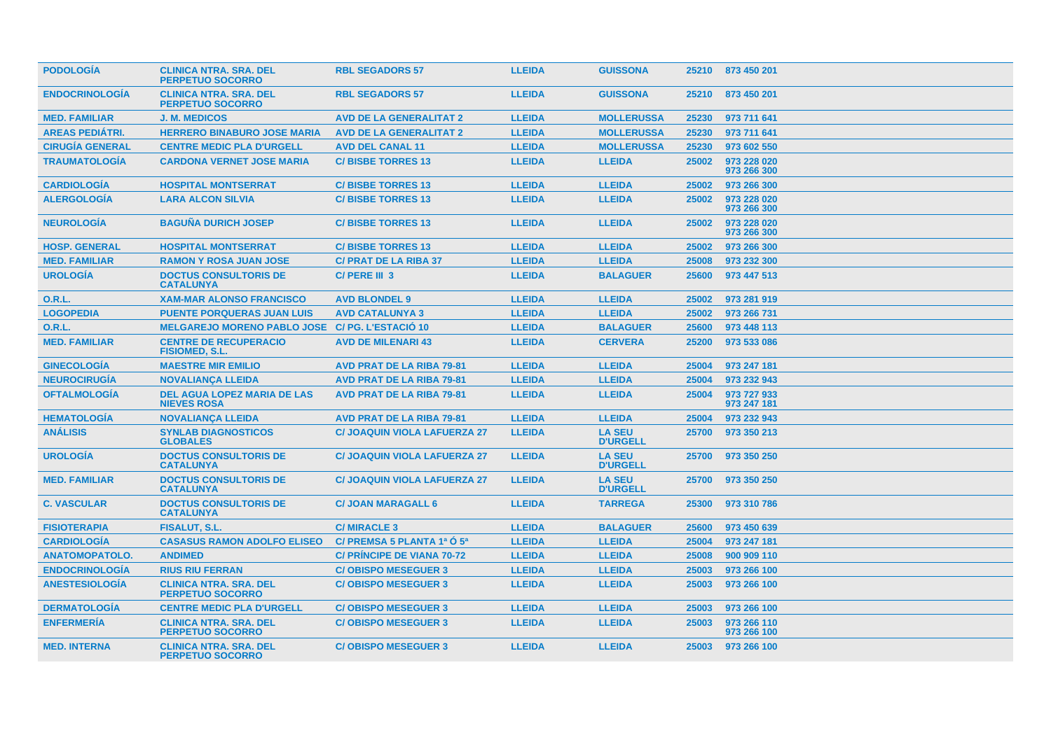| | | | | | | |
|---|---|---|---|---|---|---|
| PODOLOGÍA | CLINICA NTRA. SRA. DEL PERPETUO SOCORRO | RBL SEGADORS 57 | LLEIDA | GUISSONA | 25210 | 873 450 201 |
| ENDOCRINOLOGÍA | CLINICA NTRA. SRA. DEL PERPETUO SOCORRO | RBL SEGADORS 57 | LLEIDA | GUISSONA | 25210 | 873 450 201 |
| MED. FAMILIAR | J. M. MEDICOS | AVD DE LA GENERALITAT 2 | LLEIDA | MOLLERUSSA | 25230 | 973 711 641 |
| AREAS PEDIÁTRI. | HERRERO BINABURO JOSE MARIA | AVD DE LA GENERALITAT 2 | LLEIDA | MOLLERUSSA | 25230 | 973 711 641 |
| CIRUGÍA GENERAL | CENTRE MEDIC PLA D'URGELL | AVD DEL CANAL 11 | LLEIDA | MOLLERUSSA | 25230 | 973 602 550 |
| TRAUMATOLOGÍA | CARDONA VERNET JOSE MARIA | C/ BISBE TORRES 13 | LLEIDA | LLEIDA | 25002 | 973 228 020<br>973 266 300 |
| CARDIOLOGÍA | HOSPITAL MONTSERRAT | C/ BISBE TORRES 13 | LLEIDA | LLEIDA | 25002 | 973 266 300 |
| ALERGOLOGÍA | LARA ALCON SILVIA | C/ BISBE TORRES 13 | LLEIDA | LLEIDA | 25002 | 973 228 020<br>973 266 300 |
| NEUROLOGÍA | BAGUÑA DURICH JOSEP | C/ BISBE TORRES 13 | LLEIDA | LLEIDA | 25002 | 973 228 020<br>973 266 300 |
| HOSP. GENERAL | HOSPITAL MONTSERRAT | C/ BISBE TORRES 13 | LLEIDA | LLEIDA | 25002 | 973 266 300 |
| MED. FAMILIAR | RAMON Y ROSA JUAN JOSE | C/ PRAT DE LA RIBA 37 | LLEIDA | LLEIDA | 25008 | 973 232 300 |
| UROLOGÍA | DOCTUS CONSULTORIS DE CATALUNYA | C/ PERE III 3 | LLEIDA | BALAGUER | 25600 | 973 447 513 |
| O.R.L. | XAM-MAR ALONSO FRANCISCO | AVD BLONDEL 9 | LLEIDA | LLEIDA | 25002 | 973 281 919 |
| LOGOPEDIA | PUENTE PORQUERAS JUAN LUIS | AVD CATALUNYA 3 | LLEIDA | LLEIDA | 25002 | 973 266 731 |
| O.R.L. | MELGAREJO MORENO PABLO JOSE | C/ PG. L'ESTACIÓ 10 | LLEIDA | BALAGUER | 25600 | 973 448 113 |
| MED. FAMILIAR | CENTRE DE RECUPERACIO FISIOMED, S.L. | AVD DE MILENARI 43 | LLEIDA | CERVERA | 25200 | 973 533 086 |
| GINECOLOGÍA | MAESTRE MIR EMILIO | AVD PRAT DE LA RIBA 79-81 | LLEIDA | LLEIDA | 25004 | 973 247 181 |
| NEUROCIRUGÍA | NOVALIANÇA LLEIDA | AVD PRAT DE LA RIBA 79-81 | LLEIDA | LLEIDA | 25004 | 973 232 943 |
| OFTALMOLOGÍA | DEL AGUA LOPEZ MARIA DE LAS NIEVES ROSA | AVD PRAT DE LA RIBA 79-81 | LLEIDA | LLEIDA | 25004 | 973 727 933<br>973 247 181 |
| HEMATOLOGÍA | NOVALIANÇA LLEIDA | AVD PRAT DE LA RIBA 79-81 | LLEIDA | LLEIDA | 25004 | 973 232 943 |
| ANÁLISIS | SYNLAB DIAGNOSTICOS GLOBALES | C/ JOAQUIN VIOLA LAFUERZA 27 | LLEIDA | LA SEU D'URGELL | 25700 | 973 350 213 |
| UROLOGÍA | DOCTUS CONSULTORIS DE CATALUNYA | C/ JOAQUIN VIOLA LAFUERZA 27 | LLEIDA | LA SEU D'URGELL | 25700 | 973 350 250 |
| MED. FAMILIAR | DOCTUS CONSULTORIS DE CATALUNYA | C/ JOAQUIN VIOLA LAFUERZA 27 | LLEIDA | LA SEU D'URGELL | 25700 | 973 350 250 |
| C. VASCULAR | DOCTUS CONSULTORIS DE CATALUNYA | C/ JOAN MARAGALL 6 | LLEIDA | TARREGA | 25300 | 973 310 786 |
| FISIOTERAPIA | FISALUT, S.L. | C/ MIRACLE 3 | LLEIDA | BALAGUER | 25600 | 973 450 639 |
| CARDIOLOGÍA | CASASUS RAMON ADOLFO ELISEO | C/ PREMSA 5 PLANTA 1ª Ó 5ª | LLEIDA | LLEIDA | 25004 | 973 247 181 |
| ANATOMOPATOLO. | ANDIMED | C/ PRÍNCIPE DE VIANA 70-72 | LLEIDA | LLEIDA | 25008 | 900 909 110 |
| ENDOCRINOLOGÍA | RIUS RIU FERRAN | C/ OBISPO MESEGUER 3 | LLEIDA | LLEIDA | 25003 | 973 266 100 |
| ANESTESIOLOGÍA | CLINICA NTRA. SRA. DEL PERPETUO SOCORRO | C/ OBISPO MESEGUER 3 | LLEIDA | LLEIDA | 25003 | 973 266 100 |
| DERMATOLOGÍA | CENTRE MEDIC PLA D'URGELL | C/ OBISPO MESEGUER 3 | LLEIDA | LLEIDA | 25003 | 973 266 100 |
| ENFERMERÍA | CLINICA NTRA. SRA. DEL PERPETUO SOCORRO | C/ OBISPO MESEGUER 3 | LLEIDA | LLEIDA | 25003 | 973 266 110<br>973 266 100 |
| MED. INTERNA | CLINICA NTRA. SRA. DEL PERPETUO SOCORRO | C/ OBISPO MESEGUER 3 | LLEIDA | LLEIDA | 25003 | 973 266 100 |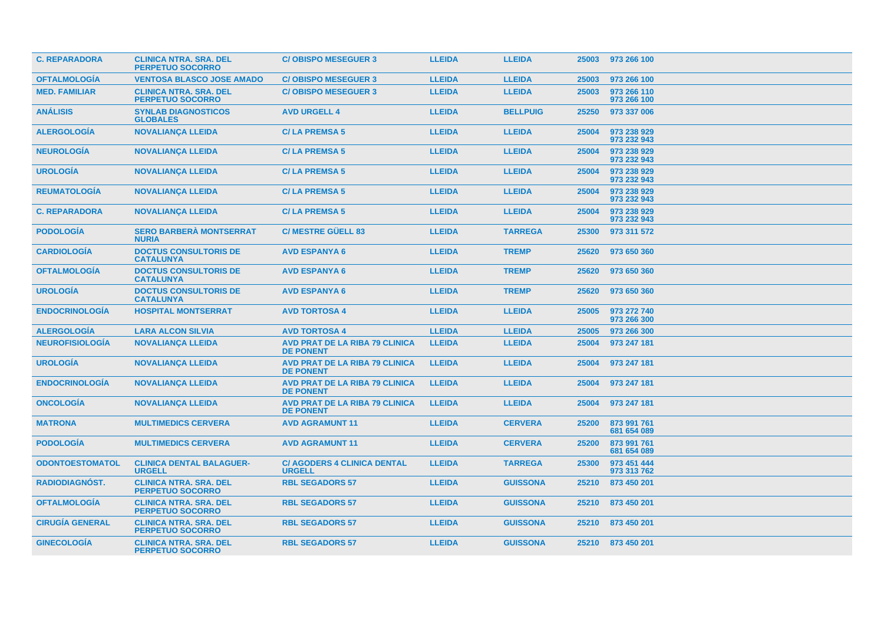| | | | | | | |
|---|---|---|---|---|---|---|
| **C. REPARADORA** | **CLINICA NTRA. SRA. DEL PERPETUO SOCORRO** | **C/ OBISPO MESEGUER 3** | **LLEIDA** | **LLEIDA** | **25003** | **973 266 100** |
| **OFTALMOLOGÍA** | **VENTOSA BLASCO JOSE AMADO** | **C/ OBISPO MESEGUER 3** | **LLEIDA** | **LLEIDA** | **25003** | **973 266 100** |
| **MED. FAMILIAR** | **CLINICA NTRA. SRA. DEL PERPETUO SOCORRO** | **C/ OBISPO MESEGUER 3** | **LLEIDA** | **LLEIDA** | **25003** | **973 266 110 973 266 100** |
| **ANÁLISIS** | **SYNLAB DIAGNOSTICOS GLOBALES** | **AVD URGELL 4** | **LLEIDA** | **BELLPUIG** | **25250** | **973 337 006** |
| **ALERGOLOGÍA** | **NOVALIANÇA LLEIDA** | **C/ LA PREMSA 5** | **LLEIDA** | **LLEIDA** | **25004** | **973 238 929 973 232 943** |
| **NEUROLOGÍA** | **NOVALIANÇA LLEIDA** | **C/ LA PREMSA 5** | **LLEIDA** | **LLEIDA** | **25004** | **973 238 929 973 232 943** |
| **UROLOGÍA** | **NOVALIANÇA LLEIDA** | **C/ LA PREMSA 5** | **LLEIDA** | **LLEIDA** | **25004** | **973 238 929 973 232 943** |
| **REUMATOLOGÍA** | **NOVALIANÇA LLEIDA** | **C/ LA PREMSA 5** | **LLEIDA** | **LLEIDA** | **25004** | **973 238 929 973 232 943** |
| **C. REPARADORA** | **NOVALIANÇA LLEIDA** | **C/ LA PREMSA 5** | **LLEIDA** | **LLEIDA** | **25004** | **973 238 929 973 232 943** |
| **PODOLOGÍA** | **SERO BARBERÀ MONTSERRAT NURIA** | **C/ MESTRE GÜELL 83** | **LLEIDA** | **TARREGA** | **25300** | **973 311 572** |
| **CARDIOLOGÍA** | **DOCTUS CONSULTORIS DE CATALUNYA** | **AVD ESPANYA 6** | **LLEIDA** | **TREMP** | **25620** | **973 650 360** |
| **OFTALMOLOGÍA** | **DOCTUS CONSULTORIS DE CATALUNYA** | **AVD ESPANYA 6** | **LLEIDA** | **TREMP** | **25620** | **973 650 360** |
| **UROLOGÍA** | **DOCTUS CONSULTORIS DE CATALUNYA** | **AVD ESPANYA 6** | **LLEIDA** | **TREMP** | **25620** | **973 650 360** |
| **ENDOCRINOLOGÍA** | **HOSPITAL MONTSERRAT** | **AVD TORTOSA 4** | **LLEIDA** | **LLEIDA** | **25005** | **973 272 740 973 266 300** |
| **ALERGOLOGÍA** | **LARA ALCON SILVIA** | **AVD TORTOSA 4** | **LLEIDA** | **LLEIDA** | **25005** | **973 266 300** |
| **NEUROFISIOLOGÍA** | **NOVALIANÇA LLEIDA** | **AVD PRAT DE LA RIBA 79 CLINICA DE PONENT** | **LLEIDA** | **LLEIDA** | **25004** | **973 247 181** |
| **UROLOGÍA** | **NOVALIANÇA LLEIDA** | **AVD PRAT DE LA RIBA 79 CLINICA DE PONENT** | **LLEIDA** | **LLEIDA** | **25004** | **973 247 181** |
| **ENDOCRINOLOGÍA** | **NOVALIANÇA LLEIDA** | **AVD PRAT DE LA RIBA 79 CLINICA DE PONENT** | **LLEIDA** | **LLEIDA** | **25004** | **973 247 181** |
| **ONCOLOGÍA** | **NOVALIANÇA LLEIDA** | **AVD PRAT DE LA RIBA 79 CLINICA DE PONENT** | **LLEIDA** | **LLEIDA** | **25004** | **973 247 181** |
| **MATRONA** | **MULTIMEDICS CERVERA** | **AVD AGRAMUNT 11** | **LLEIDA** | **CERVERA** | **25200** | **873 991 761 681 654 089** |
| **PODOLOGÍA** | **MULTIMEDICS CERVERA** | **AVD AGRAMUNT 11** | **LLEIDA** | **CERVERA** | **25200** | **873 991 761 681 654 089** |
| **ODONTOESTOMATOL** | **CLINICA DENTAL BALAGUER-URGELL** | **C/ AGODERS 4 CLINICA DENTAL URGELL** | **LLEIDA** | **TARREGA** | **25300** | **973 451 444 973 313 762** |
| **RADIODIAGNÓST.** | **CLINICA NTRA. SRA. DEL PERPETUO SOCORRO** | **RBL SEGADORS 57** | **LLEIDA** | **GUISSONA** | **25210** | **873 450 201** |
| **OFTALMOLOGÍA** | **CLINICA NTRA. SRA. DEL PERPETUO SOCORRO** | **RBL SEGADORS 57** | **LLEIDA** | **GUISSONA** | **25210** | **873 450 201** |
| **CIRUGÍA GENERAL** | **CLINICA NTRA. SRA. DEL PERPETUO SOCORRO** | **RBL SEGADORS 57** | **LLEIDA** | **GUISSONA** | **25210** | **873 450 201** |
| **GINECOLOGÍA** | **CLINICA NTRA. SRA. DEL PERPETUO SOCORRO** | **RBL SEGADORS 57** | **LLEIDA** | **GUISSONA** | **25210** | **873 450 201** |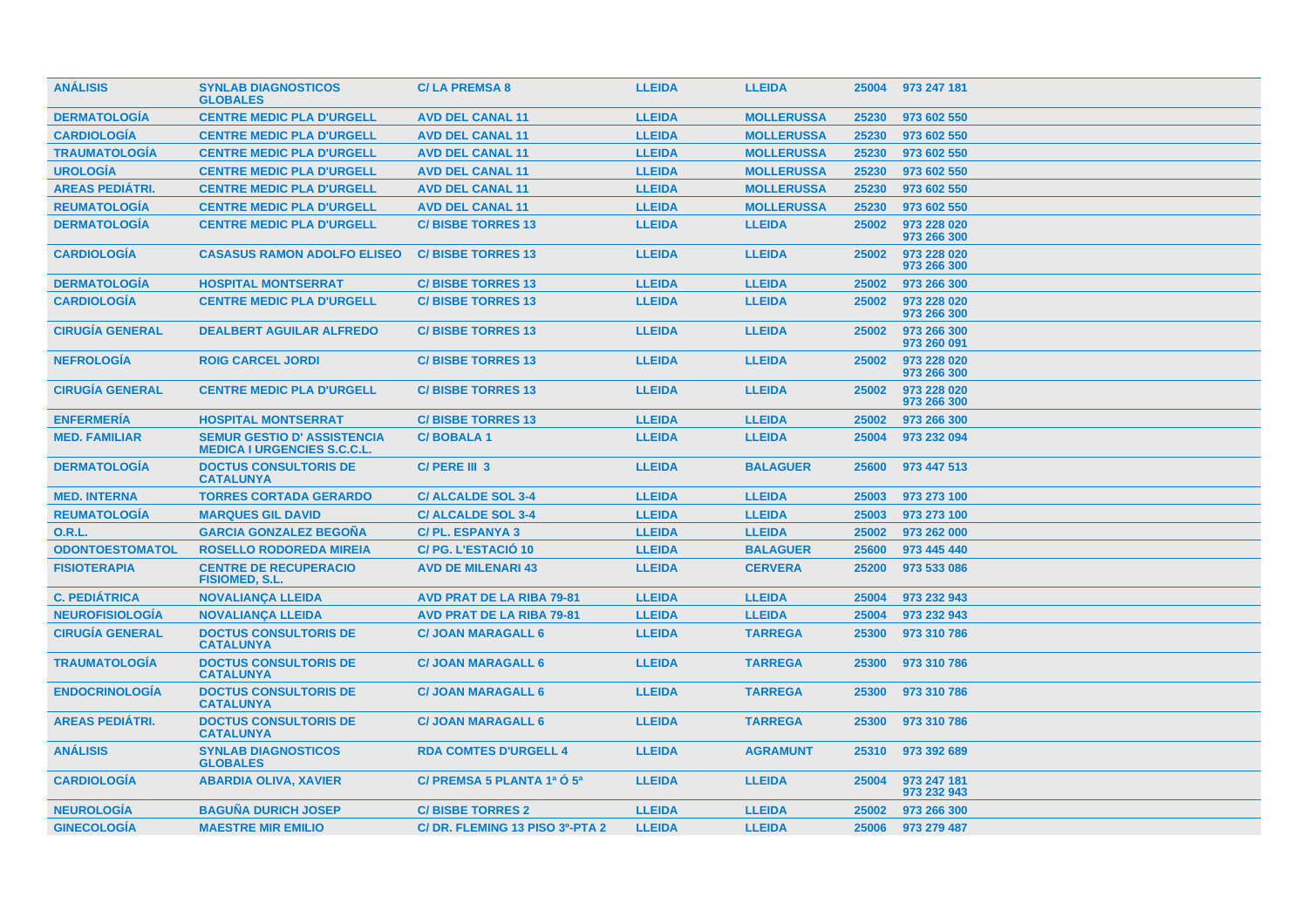| | | | | | | |
|---|---|---|---|---|---|---|
| ANÁLISIS | SYNLAB DIAGNOSTICOS GLOBALES | C/ LA PREMSA 8 | LLEIDA | LLEIDA | 25004 | 973 247 181 |
| DERMATOLOGÍA | CENTRE MEDIC PLA D'URGELL | AVD DEL CANAL 11 | LLEIDA | MOLLERUSSA | 25230 | 973 602 550 |
| CARDIOLOGÍA | CENTRE MEDIC PLA D'URGELL | AVD DEL CANAL 11 | LLEIDA | MOLLERUSSA | 25230 | 973 602 550 |
| TRAUMATOLOGÍA | CENTRE MEDIC PLA D'URGELL | AVD DEL CANAL 11 | LLEIDA | MOLLERUSSA | 25230 | 973 602 550 |
| UROLOGÍA | CENTRE MEDIC PLA D'URGELL | AVD DEL CANAL 11 | LLEIDA | MOLLERUSSA | 25230 | 973 602 550 |
| AREAS PEDIÁTRI. | CENTRE MEDIC PLA D'URGELL | AVD DEL CANAL 11 | LLEIDA | MOLLERUSSA | 25230 | 973 602 550 |
| REUMATOLOGÍA | CENTRE MEDIC PLA D'URGELL | AVD DEL CANAL 11 | LLEIDA | MOLLERUSSA | 25230 | 973 602 550 |
| DERMATOLOGÍA | CENTRE MEDIC PLA D'URGELL | C/ BISBE TORRES 13 | LLEIDA | LLEIDA | 25002 | 973 228 020 973 266 300 |
| CARDIOLOGÍA | CASASUS RAMON ADOLFO ELISEO | C/ BISBE TORRES 13 | LLEIDA | LLEIDA | 25002 | 973 228 020 973 266 300 |
| DERMATOLOGÍA | HOSPITAL MONTSERRAT | C/ BISBE TORRES 13 | LLEIDA | LLEIDA | 25002 | 973 266 300 |
| CARDIOLOGÍA | CENTRE MEDIC PLA D'URGELL | C/ BISBE TORRES 13 | LLEIDA | LLEIDA | 25002 | 973 228 020 973 266 300 |
| CIRUGÍA GENERAL | DEALBERT AGUILAR ALFREDO | C/ BISBE TORRES 13 | LLEIDA | LLEIDA | 25002 | 973 266 300 973 260 091 |
| NEFROLOGÍA | ROIG CARCEL JORDI | C/ BISBE TORRES 13 | LLEIDA | LLEIDA | 25002 | 973 228 020 973 266 300 |
| CIRUGÍA GENERAL | CENTRE MEDIC PLA D'URGELL | C/ BISBE TORRES 13 | LLEIDA | LLEIDA | 25002 | 973 228 020 973 266 300 |
| ENFERMERÍA | HOSPITAL MONTSERRAT | C/ BISBE TORRES 13 | LLEIDA | LLEIDA | 25002 | 973 266 300 |
| MED. FAMILIAR | SEMUR GESTIO D' ASSISTENCIA MEDICA I URGENCIES S.C.C.L. | C/ BOBALA 1 | LLEIDA | LLEIDA | 25004 | 973 232 094 |
| DERMATOLOGÍA | DOCTUS CONSULTORIS DE CATALUNYA | C/ PERE III 3 | LLEIDA | BALAGUER | 25600 | 973 447 513 |
| MED. INTERNA | TORRES CORTADA GERARDO | C/ ALCALDE SOL 3-4 | LLEIDA | LLEIDA | 25003 | 973 273 100 |
| REUMATOLOGÍA | MARQUES GIL DAVID | C/ ALCALDE SOL 3-4 | LLEIDA | LLEIDA | 25003 | 973 273 100 |
| O.R.L. | GARCIA GONZALEZ BEGOÑA | C/ PL. ESPANYA 3 | LLEIDA | LLEIDA | 25002 | 973 262 000 |
| ODONTOESTOMATOL | ROSELLO RODOREDA MIREIA | C/ PG. L'ESTACIÓ 10 | LLEIDA | BALAGUER | 25600 | 973 445 440 |
| FISIOTERAPIA | CENTRE DE RECUPERACIO FISIOMED, S.L. | AVD DE MILENARI 43 | LLEIDA | CERVERA | 25200 | 973 533 086 |
| C. PEDIÁTRICA | NOVALIANÇA LLEIDA | AVD PRAT DE LA RIBA 79-81 | LLEIDA | LLEIDA | 25004 | 973 232 943 |
| NEUROFISIOLOGÍA | NOVALIANÇA LLEIDA | AVD PRAT DE LA RIBA 79-81 | LLEIDA | LLEIDA | 25004 | 973 232 943 |
| CIRUGÍA GENERAL | DOCTUS CONSULTORIS DE CATALUNYA | C/ JOAN MARAGALL 6 | LLEIDA | TARREGA | 25300 | 973 310 786 |
| TRAUMATOLOGÍA | DOCTUS CONSULTORIS DE CATALUNYA | C/ JOAN MARAGALL 6 | LLEIDA | TARREGA | 25300 | 973 310 786 |
| ENDOCRINOLOGÍA | DOCTUS CONSULTORIS DE CATALUNYA | C/ JOAN MARAGALL 6 | LLEIDA | TARREGA | 25300 | 973 310 786 |
| AREAS PEDIÁTRI. | DOCTUS CONSULTORIS DE CATALUNYA | C/ JOAN MARAGALL 6 | LLEIDA | TARREGA | 25300 | 973 310 786 |
| ANÁLISIS | SYNLAB DIAGNOSTICOS GLOBALES | RDA COMTES D'URGELL 4 | LLEIDA | AGRAMUNT | 25310 | 973 392 689 |
| CARDIOLOGÍA | ABARDIA OLIVA, XAVIER | C/ PREMSA 5 PLANTA 1ª Ó 5ª | LLEIDA | LLEIDA | 25004 | 973 247 181 973 232 943 |
| NEUROLOGÍA | BAGUÑA DURICH JOSEP | C/ BISBE TORRES 2 | LLEIDA | LLEIDA | 25002 | 973 266 300 |
| GINECOLOGÍA | MAESTRE MIR EMILIO | C/ DR. FLEMING 13 PISO 3º-PTA 2 | LLEIDA | LLEIDA | 25006 | 973 279 487 |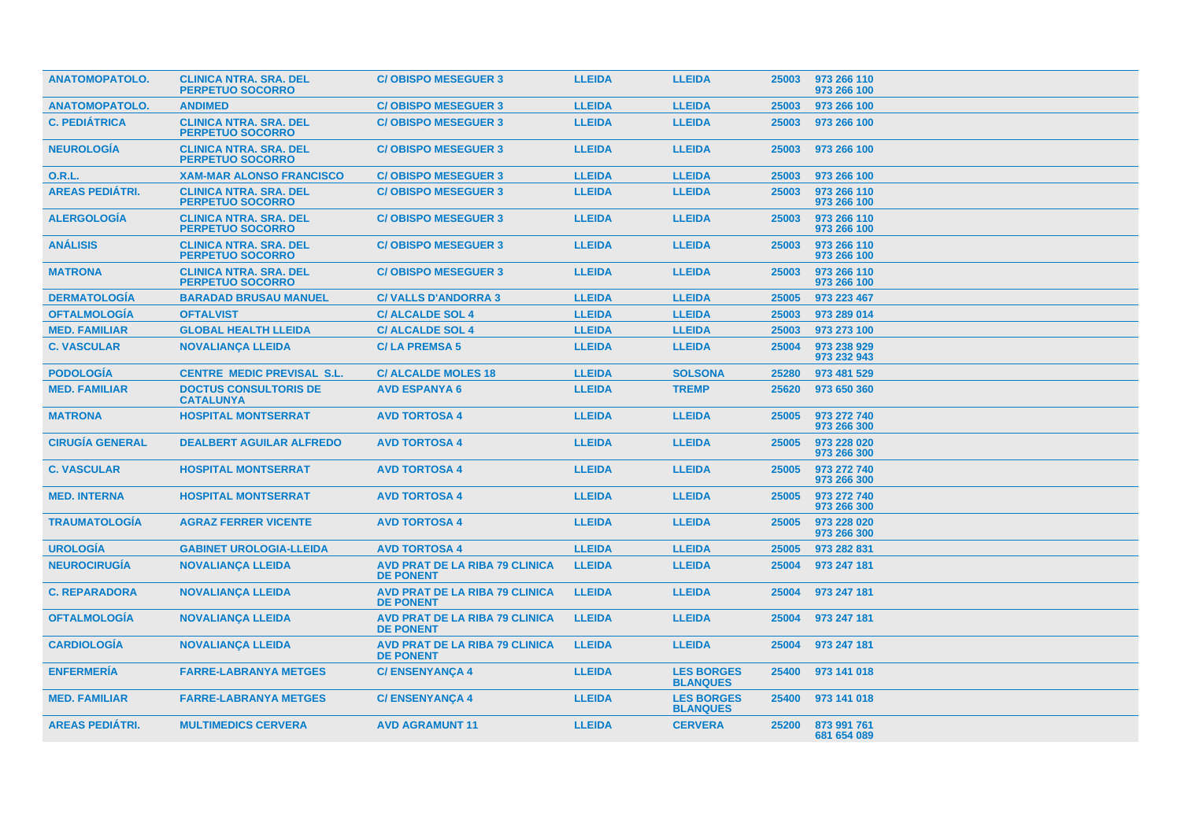| ANATOMOPATOLO. | CLINICA NTRA. SRA. DEL PERPETUO SOCORRO | C/ OBISPO MESEGUER 3 | LLEIDA | LLEIDA | 25003 | 973 266 110<br>973 266 100 |
|---|---|---|---|---|---|---|
| ANATOMOPATOLO. | ANDIMED | C/ OBISPO MESEGUER 3 | LLEIDA | LLEIDA | 25003 | 973 266 100 |
| C. PEDIÁTRICA | CLINICA NTRA. SRA. DEL PERPETUO SOCORRO | C/ OBISPO MESEGUER 3 | LLEIDA | LLEIDA | 25003 | 973 266 100 |
| NEUROLOGÍA | CLINICA NTRA. SRA. DEL PERPETUO SOCORRO | C/ OBISPO MESEGUER 3 | LLEIDA | LLEIDA | 25003 | 973 266 100 |
| O.R.L. | XAM-MAR ALONSO FRANCISCO | C/ OBISPO MESEGUER 3 | LLEIDA | LLEIDA | 25003 | 973 266 100 |
| AREAS PEDIÁTRI. | CLINICA NTRA. SRA. DEL PERPETUO SOCORRO | C/ OBISPO MESEGUER 3 | LLEIDA | LLEIDA | 25003 | 973 266 110<br>973 266 100 |
| ALERGOLOGÍA | CLINICA NTRA. SRA. DEL PERPETUO SOCORRO | C/ OBISPO MESEGUER 3 | LLEIDA | LLEIDA | 25003 | 973 266 110<br>973 266 100 |
| ANÁLISIS | CLINICA NTRA. SRA. DEL PERPETUO SOCORRO | C/ OBISPO MESEGUER 3 | LLEIDA | LLEIDA | 25003 | 973 266 110<br>973 266 100 |
| MATRONA | CLINICA NTRA. SRA. DEL PERPETUO SOCORRO | C/ OBISPO MESEGUER 3 | LLEIDA | LLEIDA | 25003 | 973 266 110<br>973 266 100 |
| DERMATOLOGÍA | BARADAD BRUSAU MANUEL | C/ VALLS D'ANDORRA 3 | LLEIDA | LLEIDA | 25005 | 973 223 467 |
| OFTALMOLOGÍA | OFTALVIST | C/ ALCALDE SOL 4 | LLEIDA | LLEIDA | 25003 | 973 289 014 |
| MED. FAMILIAR | GLOBAL HEALTH LLEIDA | C/ ALCALDE SOL 4 | LLEIDA | LLEIDA | 25003 | 973 273 100 |
| C. VASCULAR | NOVALIANÇA LLEIDA | C/ LA PREMSA 5 | LLEIDA | LLEIDA | 25004 | 973 238 929<br>973 232 943 |
| PODOLOGÍA | CENTRE MEDIC PREVISAL S.L. | C/ ALCALDE MOLES 18 | LLEIDA | SOLSONA | 25280 | 973 481 529 |
| MED. FAMILIAR | DOCTUS CONSULTORIS DE CATALUNYA | AVD ESPANYA 6 | LLEIDA | TREMP | 25620 | 973 650 360 |
| MATRONA | HOSPITAL MONTSERRAT | AVD TORTOSA 4 | LLEIDA | LLEIDA | 25005 | 973 272 740<br>973 266 300 |
| CIRUGÍA GENERAL | DEALBERT AGUILAR ALFREDO | AVD TORTOSA 4 | LLEIDA | LLEIDA | 25005 | 973 228 020<br>973 266 300 |
| C. VASCULAR | HOSPITAL MONTSERRAT | AVD TORTOSA 4 | LLEIDA | LLEIDA | 25005 | 973 272 740<br>973 266 300 |
| MED. INTERNA | HOSPITAL MONTSERRAT | AVD TORTOSA 4 | LLEIDA | LLEIDA | 25005 | 973 272 740<br>973 266 300 |
| TRAUMATOLOGÍA | AGRAZ FERRER VICENTE | AVD TORTOSA 4 | LLEIDA | LLEIDA | 25005 | 973 228 020<br>973 266 300 |
| UROLOGÍA | GABINET UROLOGIA-LLEIDA | AVD TORTOSA 4 | LLEIDA | LLEIDA | 25005 | 973 282 831 |
| NEUROCIRUGÍA | NOVALIANÇA LLEIDA | AVD PRAT DE LA RIBA 79 CLINICA DE PONENT | LLEIDA | LLEIDA | 25004 | 973 247 181 |
| C. REPARADORA | NOVALIANÇA LLEIDA | AVD PRAT DE LA RIBA 79 CLINICA DE PONENT | LLEIDA | LLEIDA | 25004 | 973 247 181 |
| OFTALMOLOGÍA | NOVALIANÇA LLEIDA | AVD PRAT DE LA RIBA 79 CLINICA DE PONENT | LLEIDA | LLEIDA | 25004 | 973 247 181 |
| CARDIOLOGÍA | NOVALIANÇA LLEIDA | AVD PRAT DE LA RIBA 79 CLINICA DE PONENT | LLEIDA | LLEIDA | 25004 | 973 247 181 |
| ENFERMERÍA | FARRE-LABRANYA METGES | C/ ENSENYANÇA 4 | LLEIDA | LES BORGES BLANQUES | 25400 | 973 141 018 |
| MED. FAMILIAR | FARRE-LABRANYA METGES | C/ ENSENYANÇA 4 | LLEIDA | LES BORGES BLANQUES | 25400 | 973 141 018 |
| AREAS PEDIÁTRI. | MULTIMEDICS CERVERA | AVD AGRAMUNT 11 | LLEIDA | CERVERA | 25200 | 873 991 761<br>681 654 089 |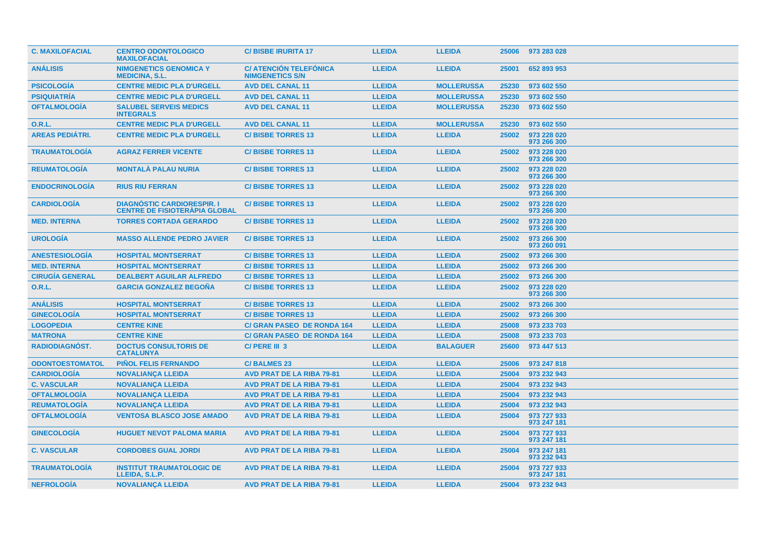| | | | | | | |
|---|---|---|---|---|---|---|
| **C. MAXILOFACIAL** | **CENTRO ODONTOLOGICO MAXILOFACIAL** | **C/ BISBE IRURITA 17** | **LLEIDA** | **LLEIDA** | **25006** | **973 283 028** |
| **ANÁLISIS** | **NIMGENETICS GENOMICA Y MEDICINA, S.L.** | **C/ ATENCIÓN TELEFÓNICA NIMGENETICS S/N** | **LLEIDA** | **LLEIDA** | **25001** | **652 893 953** |
| **PSICOLOGÍA** | **CENTRE MEDIC PLA D'URGELL** | **AVD DEL CANAL 11** | **LLEIDA** | **MOLLERUSSA** | **25230** | **973 602 550** |
| **PSIQUIATRÍA** | **CENTRE MEDIC PLA D'URGELL** | **AVD DEL CANAL 11** | **LLEIDA** | **MOLLERUSSA** | **25230** | **973 602 550** |
| **OFTALMOLOGÍA** | **SALUBEL SERVEIS MEDICS INTEGRALS** | **AVD DEL CANAL 11** | **LLEIDA** | **MOLLERUSSA** | **25230** | **973 602 550** |
| **O.R.L.** | **CENTRE MEDIC PLA D'URGELL** | **AVD DEL CANAL 11** | **LLEIDA** | **MOLLERUSSA** | **25230** | **973 602 550** |
| **AREAS PEDIÁTRI.** | **CENTRE MEDIC PLA D'URGELL** | **C/ BISBE TORRES 13** | **LLEIDA** | **LLEIDA** | **25002** | **973 228 020 973 266 300** |
| **TRAUMATOLOGÍA** | **AGRAZ FERRER VICENTE** | **C/ BISBE TORRES 13** | **LLEIDA** | **LLEIDA** | **25002** | **973 228 020 973 266 300** |
| **REUMATOLOGÍA** | **MONTALÀ PALAU NURIA** | **C/ BISBE TORRES 13** | **LLEIDA** | **LLEIDA** | **25002** | **973 228 020 973 266 300** |
| **ENDOCRINOLOGÍA** | **RIUS RIU FERRAN** | **C/ BISBE TORRES 13** | **LLEIDA** | **LLEIDA** | **25002** | **973 228 020 973 266 300** |
| **CARDIOLOGÍA** | **DIAGNÒSTIC CARDIORESPIR. I CENTRE DE FISIOTERÀPIA GLOBAL** | **C/ BISBE TORRES 13** | **LLEIDA** | **LLEIDA** | **25002** | **973 228 020 973 266 300** |
| **MED. INTERNA** | **TORRES CORTADA GERARDO** | **C/ BISBE TORRES 13** | **LLEIDA** | **LLEIDA** | **25002** | **973 228 020 973 266 300** |
| **UROLOGÍA** | **MASSO ALLENDE PEDRO JAVIER** | **C/ BISBE TORRES 13** | **LLEIDA** | **LLEIDA** | **25002** | **973 266 300 973 260 091** |
| **ANESTESIOLOGÍA** | **HOSPITAL MONTSERRAT** | **C/ BISBE TORRES 13** | **LLEIDA** | **LLEIDA** | **25002** | **973 266 300** |
| **MED. INTERNA** | **HOSPITAL MONTSERRAT** | **C/ BISBE TORRES 13** | **LLEIDA** | **LLEIDA** | **25002** | **973 266 300** |
| **CIRUGÍA GENERAL** | **DEALBERT AGUILAR ALFREDO** | **C/ BISBE TORRES 13** | **LLEIDA** | **LLEIDA** | **25002** | **973 266 300** |
| **O.R.L.** | **GARCIA GONZALEZ BEGOÑA** | **C/ BISBE TORRES 13** | **LLEIDA** | **LLEIDA** | **25002** | **973 228 020 973 266 300** |
| **ANÁLISIS** | **HOSPITAL MONTSERRAT** | **C/ BISBE TORRES 13** | **LLEIDA** | **LLEIDA** | **25002** | **973 266 300** |
| **GINECOLOGÍA** | **HOSPITAL MONTSERRAT** | **C/ BISBE TORRES 13** | **LLEIDA** | **LLEIDA** | **25002** | **973 266 300** |
| **LOGOPEDIA** | **CENTRE KINE** | **C/ GRAN PASEO DE RONDA 164** | **LLEIDA** | **LLEIDA** | **25008** | **973 233 703** |
| **MATRONA** | **CENTRE KINE** | **C/ GRAN PASEO DE RONDA 164** | **LLEIDA** | **LLEIDA** | **25008** | **973 233 703** |
| **RADIODIAGNÓST.** | **DOCTUS CONSULTORIS DE CATALUNYA** | **C/ PERE III 3** | **LLEIDA** | **BALAGUER** | **25600** | **973 447 513** |
| **ODONTOESTOMATOL** | **PIÑOL FELIS FERNANDO** | **C/ BALMES 23** | **LLEIDA** | **LLEIDA** | **25006** | **973 247 818** |
| **CARDIOLOGÍA** | **NOVALIANÇA LLEIDA** | **AVD PRAT DE LA RIBA 79-81** | **LLEIDA** | **LLEIDA** | **25004** | **973 232 943** |
| **C. VASCULAR** | **NOVALIANÇA LLEIDA** | **AVD PRAT DE LA RIBA 79-81** | **LLEIDA** | **LLEIDA** | **25004** | **973 232 943** |
| **OFTALMOLOGÍA** | **NOVALIANÇA LLEIDA** | **AVD PRAT DE LA RIBA 79-81** | **LLEIDA** | **LLEIDA** | **25004** | **973 232 943** |
| **REUMATOLOGÍA** | **NOVALIANÇA LLEIDA** | **AVD PRAT DE LA RIBA 79-81** | **LLEIDA** | **LLEIDA** | **25004** | **973 232 943** |
| **OFTALMOLOGÍA** | **VENTOSA BLASCO JOSE AMADO** | **AVD PRAT DE LA RIBA 79-81** | **LLEIDA** | **LLEIDA** | **25004** | **973 727 933 973 247 181** |
| **GINECOLOGÍA** | **HUGUET NEVOT PALOMA MARIA** | **AVD PRAT DE LA RIBA 79-81** | **LLEIDA** | **LLEIDA** | **25004** | **973 727 933 973 247 181** |
| **C. VASCULAR** | **CORDOBES GUAL JORDI** | **AVD PRAT DE LA RIBA 79-81** | **LLEIDA** | **LLEIDA** | **25004** | **973 247 181 973 232 943** |
| **TRAUMATOLOGÍA** | **INSTITUT TRAUMATOLOGIC DE LLEIDA, S.L.P.** | **AVD PRAT DE LA RIBA 79-81** | **LLEIDA** | **LLEIDA** | **25004** | **973 727 933 973 247 181** |
| **NEFROLOGÍA** | **NOVALIANÇA LLEIDA** | **AVD PRAT DE LA RIBA 79-81** | **LLEIDA** | **LLEIDA** | **25004** | **973 232 943** |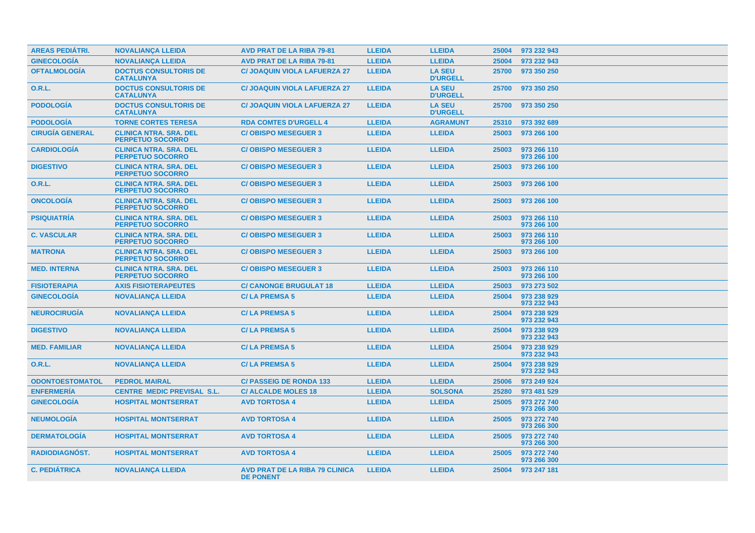| | | | | | | |
|---|---|---|---|---|---|---|
| AREAS PEDIÁTRI. | NOVALIANÇA LLEIDA | AVD PRAT DE LA RIBA 79-81 | LLEIDA | LLEIDA | 25004 | 973 232 943 |
| GINECOLOGÍA | NOVALIANÇA LLEIDA | AVD PRAT DE LA RIBA 79-81 | LLEIDA | LLEIDA | 25004 | 973 232 943 |
| OFTALMOLOGÍA | DOCTUS CONSULTORIS DE CATALUNYA | C/ JOAQUIN VIOLA LAFUERZA 27 | LLEIDA | LA SEU D'URGELL | 25700 | 973 350 250 |
| O.R.L. | DOCTUS CONSULTORIS DE CATALUNYA | C/ JOAQUIN VIOLA LAFUERZA 27 | LLEIDA | LA SEU D'URGELL | 25700 | 973 350 250 |
| PODOLOGÍA | DOCTUS CONSULTORIS DE CATALUNYA | C/ JOAQUIN VIOLA LAFUERZA 27 | LLEIDA | LA SEU D'URGELL | 25700 | 973 350 250 |
| PODOLOGÍA | TORNE CORTES TERESA | RDA COMTES D'URGELL 4 | LLEIDA | AGRAMUNT | 25310 | 973 392 689 |
| CIRUGÍA GENERAL | CLINICA NTRA. SRA. DEL PERPETUO SOCORRO | C/ OBISPO MESEGUER 3 | LLEIDA | LLEIDA | 25003 | 973 266 100 |
| CARDIOLOGÍA | CLINICA NTRA. SRA. DEL PERPETUO SOCORRO | C/ OBISPO MESEGUER 3 | LLEIDA | LLEIDA | 25003 | 973 266 110<br>973 266 100 |
| DIGESTIVO | CLINICA NTRA. SRA. DEL PERPETUO SOCORRO | C/ OBISPO MESEGUER 3 | LLEIDA | LLEIDA | 25003 | 973 266 100 |
| O.R.L. | CLINICA NTRA. SRA. DEL PERPETUO SOCORRO | C/ OBISPO MESEGUER 3 | LLEIDA | LLEIDA | 25003 | 973 266 100 |
| ONCOLOGÍA | CLINICA NTRA. SRA. DEL PERPETUO SOCORRO | C/ OBISPO MESEGUER 3 | LLEIDA | LLEIDA | 25003 | 973 266 100 |
| PSIQUIATRÍA | CLINICA NTRA. SRA. DEL PERPETUO SOCORRO | C/ OBISPO MESEGUER 3 | LLEIDA | LLEIDA | 25003 | 973 266 110<br>973 266 100 |
| C. VASCULAR | CLINICA NTRA. SRA. DEL PERPETUO SOCORRO | C/ OBISPO MESEGUER 3 | LLEIDA | LLEIDA | 25003 | 973 266 110<br>973 266 100 |
| MATRONA | CLINICA NTRA. SRA. DEL PERPETUO SOCORRO | C/ OBISPO MESEGUER 3 | LLEIDA | LLEIDA | 25003 | 973 266 100 |
| MED. INTERNA | CLINICA NTRA. SRA. DEL PERPETUO SOCORRO | C/ OBISPO MESEGUER 3 | LLEIDA | LLEIDA | 25003 | 973 266 110<br>973 266 100 |
| FISIOTERAPIA | AXIS FISIOTERAPEUTES | C/ CANONGE BRUGULAT 18 | LLEIDA | LLEIDA | 25003 | 973 273 502 |
| GINECOLOGÍA | NOVALIANÇA LLEIDA | C/ LA PREMSA 5 | LLEIDA | LLEIDA | 25004 | 973 238 929<br>973 232 943 |
| NEUROCIRUGÍA | NOVALIANÇA LLEIDA | C/ LA PREMSA 5 | LLEIDA | LLEIDA | 25004 | 973 238 929<br>973 232 943 |
| DIGESTIVO | NOVALIANÇA LLEIDA | C/ LA PREMSA 5 | LLEIDA | LLEIDA | 25004 | 973 238 929<br>973 232 943 |
| MED. FAMILIAR | NOVALIANÇA LLEIDA | C/ LA PREMSA 5 | LLEIDA | LLEIDA | 25004 | 973 238 929<br>973 232 943 |
| O.R.L. | NOVALIANÇA LLEIDA | C/ LA PREMSA 5 | LLEIDA | LLEIDA | 25004 | 973 238 929<br>973 232 943 |
| ODONTOESTOMATOL | PEDROL MAIRAL | C/ PASSEIG DE RONDA 133 | LLEIDA | LLEIDA | 25006 | 973 249 924 |
| ENFERMERÍA | CENTRE MEDIC PREVISAL S.L. | C/ ALCALDE MOLES 18 | LLEIDA | SOLSONA | 25280 | 973 481 529 |
| GINECOLOGÍA | HOSPITAL MONTSERRAT | AVD TORTOSA 4 | LLEIDA | LLEIDA | 25005 | 973 272 740<br>973 266 300 |
| NEUMOLOGÍA | HOSPITAL MONTSERRAT | AVD TORTOSA 4 | LLEIDA | LLEIDA | 25005 | 973 272 740<br>973 266 300 |
| DERMATOLOGÍA | HOSPITAL MONTSERRAT | AVD TORTOSA 4 | LLEIDA | LLEIDA | 25005 | 973 272 740<br>973 266 300 |
| RADIODIAGNÓST. | HOSPITAL MONTSERRAT | AVD TORTOSA 4 | LLEIDA | LLEIDA | 25005 | 973 272 740<br>973 266 300 |
| C. PEDIÁTRICA | NOVALIANÇA LLEIDA | AVD PRAT DE LA RIBA 79 CLINICA DE PONENT | LLEIDA | LLEIDA | 25004 | 973 247 181 |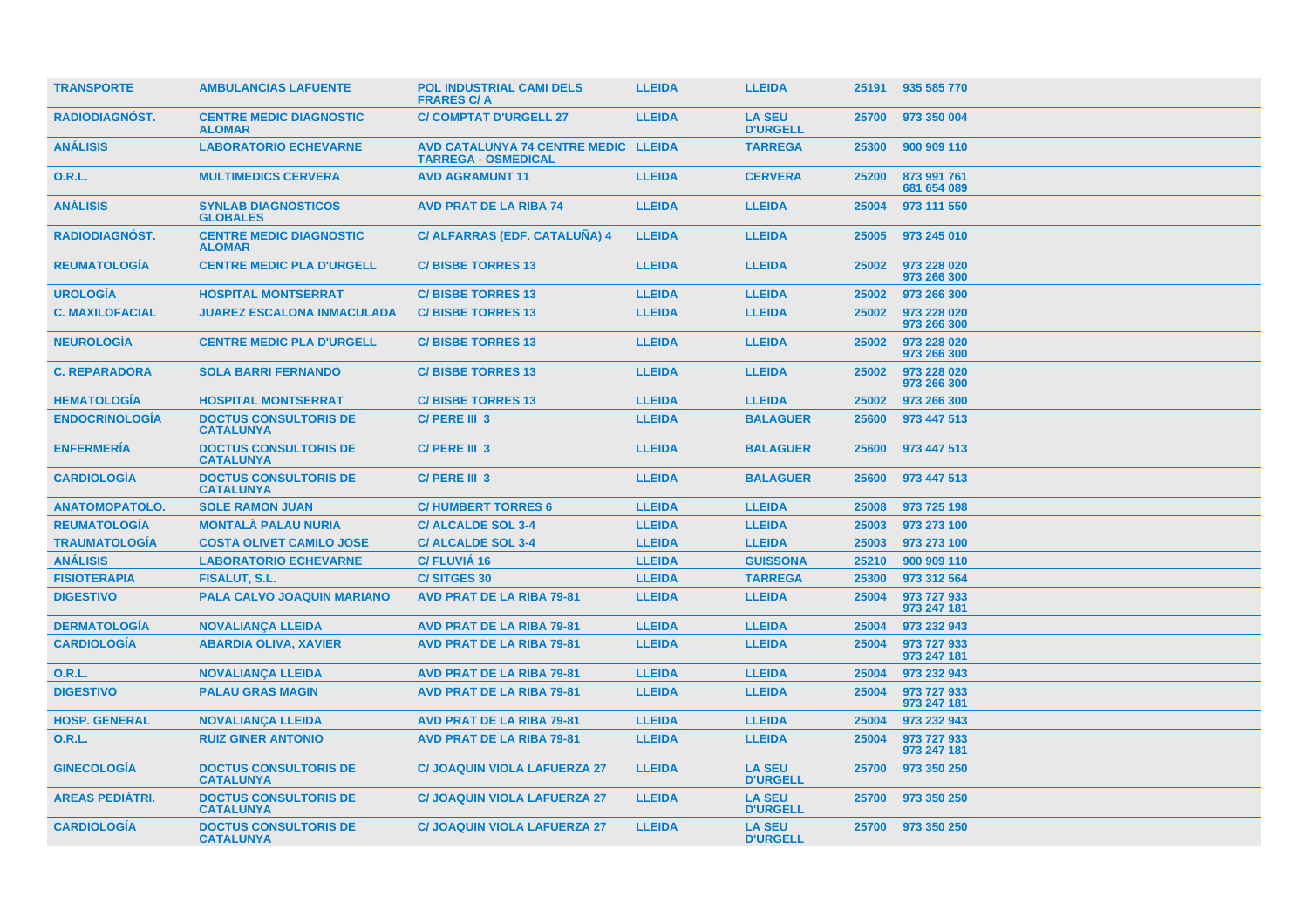| | | | | | | |
|---|---|---|---|---|---|---|
| **TRANSPORTE** | **AMBULANCIAS LAFUENTE** | **POL INDUSTRIAL CAMI DELS FRARES C/ A** | **LLEIDA** | **LLEIDA** | **25191** | **935 585 770** |
| **RADIODIAGNÓST.** | **CENTRE MEDIC DIAGNOSTIC ALOMAR** | **C/ COMPTAT D'URGELL 27** | **LLEIDA** | **LA SEU D'URGELL** | **25700** | **973 350 004** |
| **ANÁLISIS** | **LABORATORIO ECHEVARNE** | **AVD CATALUNYA 74 CENTRE MEDIC TARREGA - OSMEDICAL** | **LLEIDA** | **TARREGA** | **25300** | **900 909 110** |
| **O.R.L.** | **MULTIMEDICS CERVERA** | **AVD AGRAMUNT 11** | **LLEIDA** | **CERVERA** | **25200** | **873 991 761 681 654 089** |
| **ANÁLISIS** | **SYNLAB DIAGNOSTICOS GLOBALES** | **AVD PRAT DE LA RIBA 74** | **LLEIDA** | **LLEIDA** | **25004** | **973 111 550** |
| **RADIODIAGNÓST.** | **CENTRE MEDIC DIAGNOSTIC ALOMAR** | **C/ ALFARRAS (EDF. CATALUÑA) 4** | **LLEIDA** | **LLEIDA** | **25005** | **973 245 010** |
| **REUMATOLOGÍA** | **CENTRE MEDIC PLA D'URGELL** | **C/ BISBE TORRES 13** | **LLEIDA** | **LLEIDA** | **25002** | **973 228 020 973 266 300** |
| **UROLOGÍA** | **HOSPITAL MONTSERRAT** | **C/ BISBE TORRES 13** | **LLEIDA** | **LLEIDA** | **25002** | **973 266 300** |
| **C. MAXILOFACIAL** | **JUAREZ ESCALONA INMACULADA** | **C/ BISBE TORRES 13** | **LLEIDA** | **LLEIDA** | **25002** | **973 228 020 973 266 300** |
| **NEUROLOGÍA** | **CENTRE MEDIC PLA D'URGELL** | **C/ BISBE TORRES 13** | **LLEIDA** | **LLEIDA** | **25002** | **973 228 020 973 266 300** |
| **C. REPARADORA** | **SOLA BARRI FERNANDO** | **C/ BISBE TORRES 13** | **LLEIDA** | **LLEIDA** | **25002** | **973 228 020 973 266 300** |
| **HEMATOLOGÍA** | **HOSPITAL MONTSERRAT** | **C/ BISBE TORRES 13** | **LLEIDA** | **LLEIDA** | **25002** | **973 266 300** |
| **ENDOCRINOLOGÍA** | **DOCTUS CONSULTORIS DE CATALUNYA** | **C/ PERE III 3** | **LLEIDA** | **BALAGUER** | **25600** | **973 447 513** |
| **ENFERMERÍA** | **DOCTUS CONSULTORIS DE CATALUNYA** | **C/ PERE III 3** | **LLEIDA** | **BALAGUER** | **25600** | **973 447 513** |
| **CARDIOLOGÍA** | **DOCTUS CONSULTORIS DE CATALUNYA** | **C/ PERE III 3** | **LLEIDA** | **BALAGUER** | **25600** | **973 447 513** |
| **ANATOMOPATOLO.** | **SOLE RAMON JUAN** | **C/ HUMBERT TORRES 6** | **LLEIDA** | **LLEIDA** | **25008** | **973 725 198** |
| **REUMATOLOGÍA** | **MONTALÀ PALAU NURIA** | **C/ ALCALDE SOL 3-4** | **LLEIDA** | **LLEIDA** | **25003** | **973 273 100** |
| **TRAUMATOLOGÍA** | **COSTA OLIVET CAMILO JOSE** | **C/ ALCALDE SOL 3-4** | **LLEIDA** | **LLEIDA** | **25003** | **973 273 100** |
| **ANÁLISIS** | **LABORATORIO ECHEVARNE** | **C/ FLUVIÁ 16** | **LLEIDA** | **GUISSONA** | **25210** | **900 909 110** |
| **FISIOTERAPIA** | **FISALUT, S.L.** | **C/ SITGES 30** | **LLEIDA** | **TARREGA** | **25300** | **973 312 564** |
| **DIGESTIVO** | **PALA CALVO JOAQUIN MARIANO** | **AVD PRAT DE LA RIBA 79-81** | **LLEIDA** | **LLEIDA** | **25004** | **973 727 933 973 247 181** |
| **DERMATOLOGÍA** | **NOVALIANÇA LLEIDA** | **AVD PRAT DE LA RIBA 79-81** | **LLEIDA** | **LLEIDA** | **25004** | **973 232 943** |
| **CARDIOLOGÍA** | **ABARDIA OLIVA, XAVIER** | **AVD PRAT DE LA RIBA 79-81** | **LLEIDA** | **LLEIDA** | **25004** | **973 727 933 973 247 181** |
| **O.R.L.** | **NOVALIANÇA LLEIDA** | **AVD PRAT DE LA RIBA 79-81** | **LLEIDA** | **LLEIDA** | **25004** | **973 232 943** |
| **DIGESTIVO** | **PALAU GRAS MAGIN** | **AVD PRAT DE LA RIBA 79-81** | **LLEIDA** | **LLEIDA** | **25004** | **973 727 933 973 247 181** |
| **HOSP. GENERAL** | **NOVALIANÇA LLEIDA** | **AVD PRAT DE LA RIBA 79-81** | **LLEIDA** | **LLEIDA** | **25004** | **973 232 943** |
| **O.R.L.** | **RUIZ GINER ANTONIO** | **AVD PRAT DE LA RIBA 79-81** | **LLEIDA** | **LLEIDA** | **25004** | **973 727 933 973 247 181** |
| **GINECOLOGÍA** | **DOCTUS CONSULTORIS DE CATALUNYA** | **C/ JOAQUIN VIOLA LAFUERZA 27** | **LLEIDA** | **LA SEU D'URGELL** | **25700** | **973 350 250** |
| **AREAS PEDIÁTRI.** | **DOCTUS CONSULTORIS DE CATALUNYA** | **C/ JOAQUIN VIOLA LAFUERZA 27** | **LLEIDA** | **LA SEU D'URGELL** | **25700** | **973 350 250** |
| **CARDIOLOGÍA** | **DOCTUS CONSULTORIS DE CATALUNYA** | **C/ JOAQUIN VIOLA LAFUERZA 27** | **LLEIDA** | **LA SEU D'URGELL** | **25700** | **973 350 250** |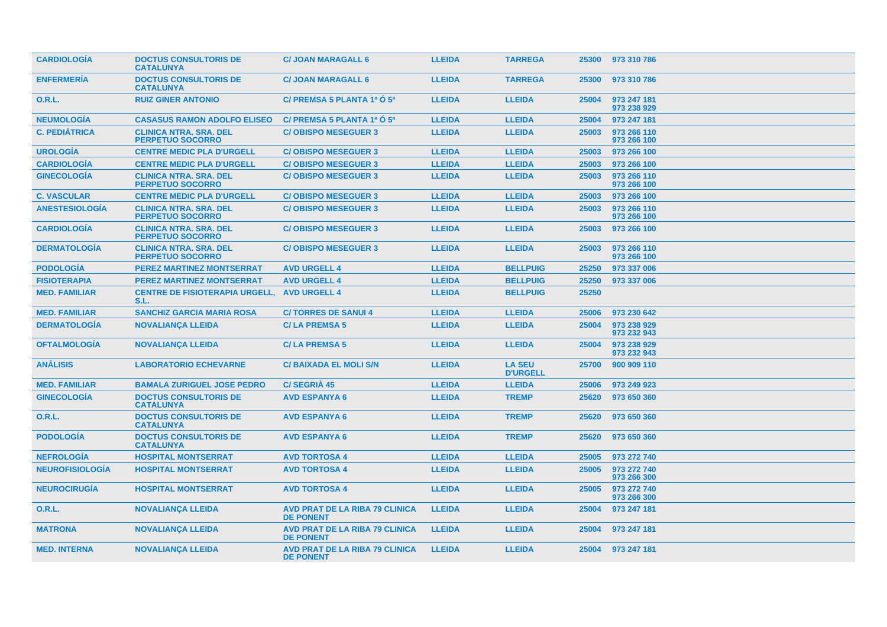| | | | | | | |
|---|---|---|---|---|---|---|
| **CARDIOLOGÍA** | **DOCTUS CONSULTORIS DE CATALUNYA** | **C/ JOAN MARAGALL 6** | **LLEIDA** | **TARREGA** | **25300** | **973 310 786** |
| **ENFERMERÍA** | **DOCTUS CONSULTORIS DE CATALUNYA** | **C/ JOAN MARAGALL 6** | **LLEIDA** | **TARREGA** | **25300** | **973 310 786** |
| **O.R.L.** | **RUIZ GINER ANTONIO** | **C/ PREMSA 5 PLANTA 1ª Ó 5ª** | **LLEIDA** | **LLEIDA** | **25004** | **973 247 181 973 238 929** |
| **NEUMOLOGÍA** | **CASASUS RAMON ADOLFO ELISEO** | **C/ PREMSA 5 PLANTA 1ª Ó 5ª** | **LLEIDA** | **LLEIDA** | **25004** | **973 247 181** |
| **C. PEDIÁTRICA** | **CLINICA NTRA. SRA. DEL PERPETUO SOCORRO** | **C/ OBISPO MESEGUER 3** | **LLEIDA** | **LLEIDA** | **25003** | **973 266 110 973 266 100** |
| **UROLOGÍA** | **CENTRE MEDIC PLA D'URGELL** | **C/ OBISPO MESEGUER 3** | **LLEIDA** | **LLEIDA** | **25003** | **973 266 100** |
| **CARDIOLOGÍA** | **CENTRE MEDIC PLA D'URGELL** | **C/ OBISPO MESEGUER 3** | **LLEIDA** | **LLEIDA** | **25003** | **973 266 100** |
| **GINECOLOGÍA** | **CLINICA NTRA. SRA. DEL PERPETUO SOCORRO** | **C/ OBISPO MESEGUER 3** | **LLEIDA** | **LLEIDA** | **25003** | **973 266 110 973 266 100** |
| **C. VASCULAR** | **CENTRE MEDIC PLA D'URGELL** | **C/ OBISPO MESEGUER 3** | **LLEIDA** | **LLEIDA** | **25003** | **973 266 100** |
| **ANESTESIOLOGÍA** | **CLINICA NTRA. SRA. DEL PERPETUO SOCORRO** | **C/ OBISPO MESEGUER 3** | **LLEIDA** | **LLEIDA** | **25003** | **973 266 110 973 266 100** |
| **CARDIOLOGÍA** | **CLINICA NTRA. SRA. DEL PERPETUO SOCORRO** | **C/ OBISPO MESEGUER 3** | **LLEIDA** | **LLEIDA** | **25003** | **973 266 100** |
| **DERMATOLOGÍA** | **CLINICA NTRA. SRA. DEL PERPETUO SOCORRO** | **C/ OBISPO MESEGUER 3** | **LLEIDA** | **LLEIDA** | **25003** | **973 266 110 973 266 100** |
| **PODOLOGÍA** | **PEREZ MARTINEZ MONTSERRAT** | **AVD URGELL 4** | **LLEIDA** | **BELLPUIG** | **25250** | **973 337 006** |
| **FISIOTERAPIA** | **PEREZ MARTINEZ MONTSERRAT** | **AVD URGELL 4** | **LLEIDA** | **BELLPUIG** | **25250** | **973 337 006** |
| **MED. FAMILIAR** | **CENTRE DE FISIOTERAPIA URGELL, S.L.** | **AVD URGELL 4** | **LLEIDA** | **BELLPUIG** | **25250** | |
| **MED. FAMILIAR** | **SANCHIZ GARCIA MARIA ROSA** | **C/ TORRES DE SANUI 4** | **LLEIDA** | **LLEIDA** | **25006** | **973 230 642** |
| **DERMATOLOGÍA** | **NOVALIANÇA LLEIDA** | **C/ LA PREMSA 5** | **LLEIDA** | **LLEIDA** | **25004** | **973 238 929 973 232 943** |
| **OFTALMOLOGÍA** | **NOVALIANÇA LLEIDA** | **C/ LA PREMSA 5** | **LLEIDA** | **LLEIDA** | **25004** | **973 238 929 973 232 943** |
| **ANÁLISIS** | **LABORATORIO ECHEVARNE** | **C/ BAIXADA EL MOLI S/N** | **LLEIDA** | **LA SEU D'URGELL** | **25700** | **900 909 110** |
| **MED. FAMILIAR** | **BAMALA ZURIGUEL JOSE PEDRO** | **C/ SEGRIÀ 45** | **LLEIDA** | **LLEIDA** | **25006** | **973 249 923** |
| **GINECOLOGÍA** | **DOCTUS CONSULTORIS DE CATALUNYA** | **AVD ESPANYA 6** | **LLEIDA** | **TREMP** | **25620** | **973 650 360** |
| **O.R.L.** | **DOCTUS CONSULTORIS DE CATALUNYA** | **AVD ESPANYA 6** | **LLEIDA** | **TREMP** | **25620** | **973 650 360** |
| **PODOLOGÍA** | **DOCTUS CONSULTORIS DE CATALUNYA** | **AVD ESPANYA 6** | **LLEIDA** | **TREMP** | **25620** | **973 650 360** |
| **NEFROLOGÍA** | **HOSPITAL MONTSERRAT** | **AVD TORTOSA 4** | **LLEIDA** | **LLEIDA** | **25005** | **973 272 740** |
| **NEUROFISIOLOGÍA** | **HOSPITAL MONTSERRAT** | **AVD TORTOSA 4** | **LLEIDA** | **LLEIDA** | **25005** | **973 272 740 973 266 300** |
| **NEUROCIRUGÍA** | **HOSPITAL MONTSERRAT** | **AVD TORTOSA 4** | **LLEIDA** | **LLEIDA** | **25005** | **973 272 740 973 266 300** |
| **O.R.L.** | **NOVALIANÇA LLEIDA** | **AVD PRAT DE LA RIBA 79 CLINICA DE PONENT** | **LLEIDA** | **LLEIDA** | **25004** | **973 247 181** |
| **MATRONA** | **NOVALIANÇA LLEIDA** | **AVD PRAT DE LA RIBA 79 CLINICA DE PONENT** | **LLEIDA** | **LLEIDA** | **25004** | **973 247 181** |
| **MED. INTERNA** | **NOVALIANÇA LLEIDA** | **AVD PRAT DE LA RIBA 79 CLINICA DE PONENT** | **LLEIDA** | **LLEIDA** | **25004** | **973 247 181** |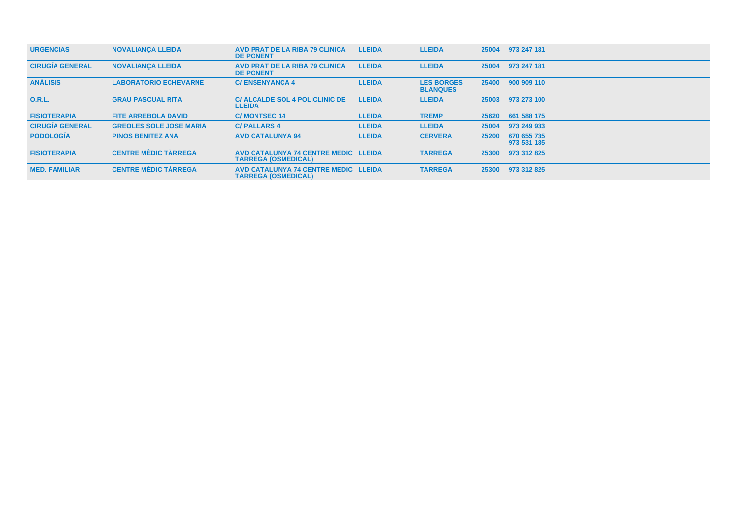| | | | | | | |
|---|---|---|---|---|---|---|
| URGENCIAS | NOVALIANÇA LLEIDA | AVD PRAT DE LA RIBA 79 CLINICA DE PONENT | LLEIDA | LLEIDA | 25004 | 973 247 181 |
| CIRUGÍA GENERAL | NOVALIANÇA LLEIDA | AVD PRAT DE LA RIBA 79 CLINICA DE PONENT | LLEIDA | LLEIDA | 25004 | 973 247 181 |
| ANÁLISIS | LABORATORIO ECHEVARNE | C/ ENSENYANÇA 4 | LLEIDA | LES BORGES BLANQUES | 25400 | 900 909 110 |
| O.R.L. | GRAU PASCUAL RITA | C/ ALCALDE SOL 4 POLICLINIC DE LLEIDA | LLEIDA | LLEIDA | 25003 | 973 273 100 |
| FISIOTERAPIA | FITE ARREBOLA DAVID | C/ MONTSEC 14 | LLEIDA | TREMP | 25620 | 661 588 175 |
| CIRUGÍA GENERAL | GREOLES SOLE JOSE MARIA | C/ PALLARS 4 | LLEIDA | LLEIDA | 25004 | 973 249 933 |
| PODOLOGÍA | PINOS BENITEZ ANA | AVD CATALUNYA 94 | LLEIDA | CERVERA | 25200 | 670 655 735 973 531 185 |
| FISIOTERAPIA | CENTRE MÈDIC TÀRREGA | AVD CATALUNYA 74 CENTRE MEDIC TARREGA (OSMEDICAL) | LLEIDA | TARREGA | 25300 | 973 312 825 |
| MED. FAMILIAR | CENTRE MÈDIC TÀRREGA | AVD CATALUNYA 74 CENTRE MEDIC TARREGA (OSMEDICAL) | LLEIDA | TARREGA | 25300 | 973 312 825 |